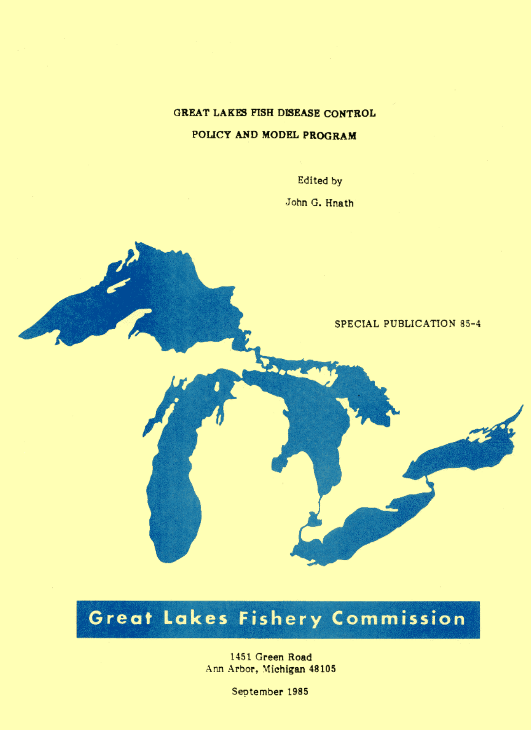# GREAT LAKES FISH DISEASE CONTROL POLICY AND MODEL PROGRAM

Edited by

John G. Hnath

SPECIAL PUBLICATION 85-4

**Great Lakes Fishery Commission**

1451 Green Road
Ann Arbor, Michigan 48105

September 1985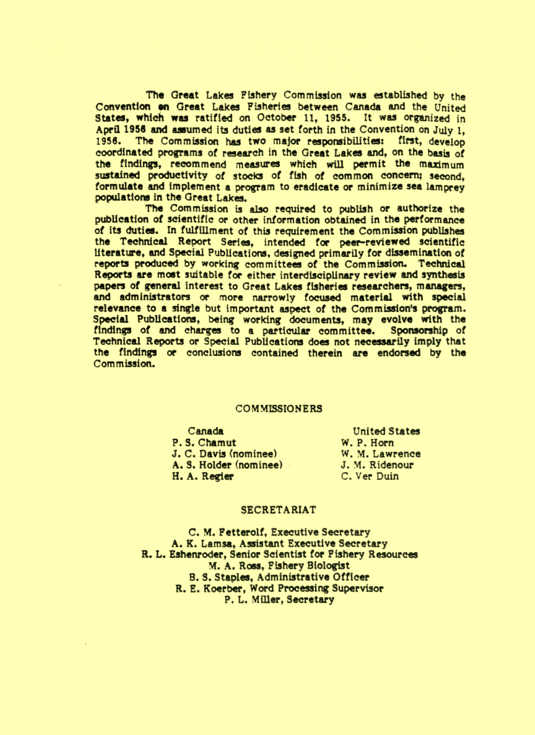The Great Lakes Fishery Commission was established by the Convention on Great Lakes Fisheries between Canada and the United States, which was ratified on October 11, 1955. It was organized in April 1956 and assumed its duties as set forth in the Convention on July 1, 1956. The Commission has two major responsibilities: first, develop coordinated programs of research in the Great Lakes and, on the basis of the findings, recommend measures which will permit the maximum sustained productivity of stocks of fish of common concern; second, formulate and implement a program to eradicate or minimize sea lamprey populations in the Great Lakes.

The Commission is also required to publish or authorize the publication of scientific or other information obtained in the performance of its duties. In fulfillment of this requirement the Commission publishes the Technical Report Series, intended for peer-reviewed scientific literature, and Special Publications, designed primarily for dissemination of reports produced by working committees of the Commission. Technical Reports are most suitable for either interdisciplinary review and synthesis papers of general interest to Great Lakes fisheries researchers, managers, and administrators or more narrowly focused material with special relevance to a single but important aspect of the Commission's program. Special Publications, being working documents, may evolve with the findings of and charges to a particular committee. Sponsorship of Technical Reports or Special Publications does not necessarily imply that the findings or conclusions contained therein are endorsed by the Commission.

## COMMISSIONERS

| Canada | United States |
|---|---|
| P. S. Chamut | W. P. Horn |
| J. C. Davis (nominee) | W. M. Lawrence |
| A. S. Holder (nominee) | J. M. Ridenour |
| H. A. Regier | C. Ver Duin |

## SECRETARIAT

C. M. Fetterolf, Executive Secretary
A. K. Lamsa, Assistant Executive Secretary
R. L. Eshenroder, Senior Scientist for Fishery Resources
M. A. Ross, Fishery Biologist
B. S. Staples, Administrative Officer
R. E. Koerber, Word Processing Supervisor
P. L. Miller, Secretary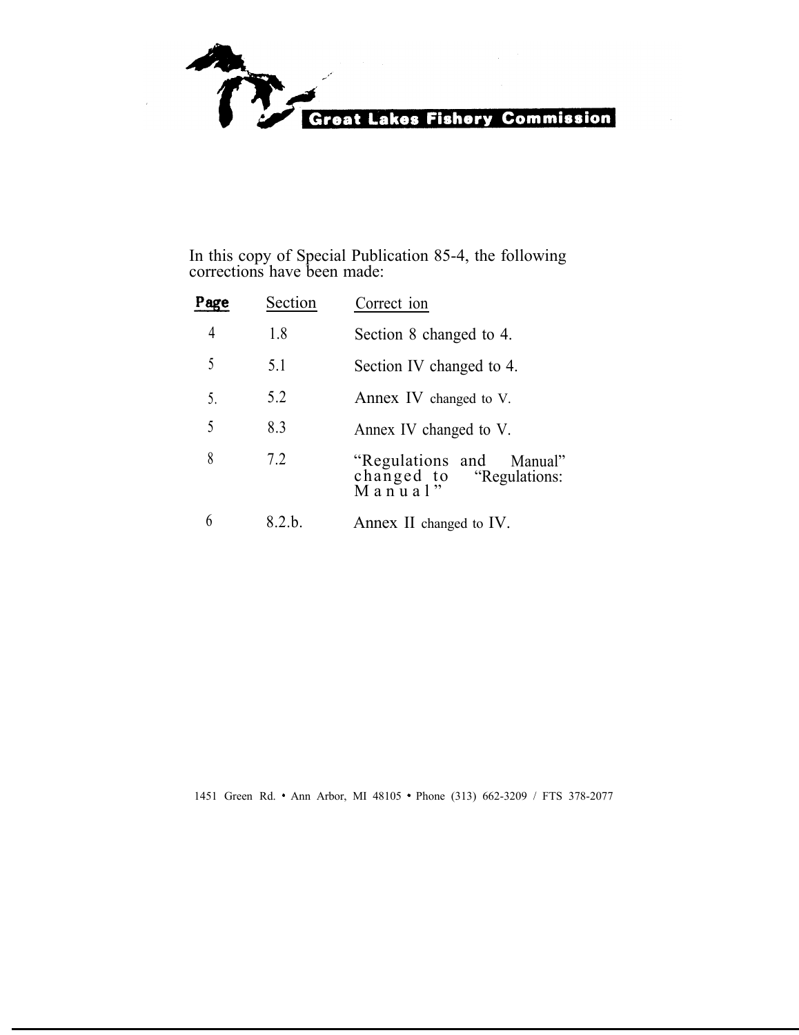**Great Lakes Fishery Commission**

In this copy of Special Publication 85-4, the following corrections have been made:

| Page | Section | Correction |
| --- | --- | --- |
| 4 | 1.8 | Section 8 changed to 4. |
| 5 | 5.1 | Section IV changed to 4. |
| 5. | 5.2 | Annex IV changed to V. |
| 5 | 8.3 | Annex IV changed to V. |
| 8 | 7.2 | "Regulations and Manual" changed to "Regulations: Manual" |
| 6 | 8.2.b. | Annex II changed to IV. |

1451 Green Rd. • Ann Arbor, MI 48105 • Phone (313) 662-3209 / FTS 378-2077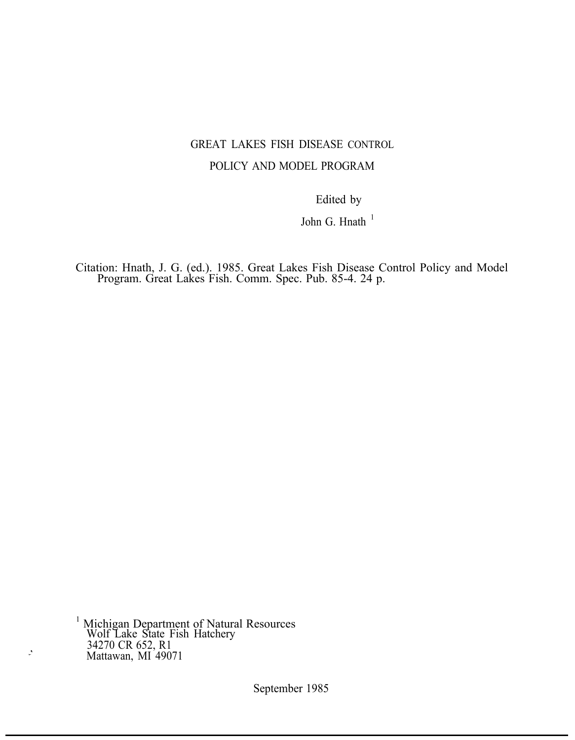# GREAT LAKES FISH DISEASE CONTROL POLICY AND MODEL PROGRAM

Edited by

John G. Hnath [1]

Citation: Hnath, J. G. (ed.). 1985. Great Lakes Fish Disease Control Policy and Model Program. Great Lakes Fish. Comm. Spec. Pub. 85-4. 24 p.

[1] Michigan Department of Natural Resources
Wolf Lake State Fish Hatchery
34270 CR 652, R1
Mattawan, MI 49071

September 1985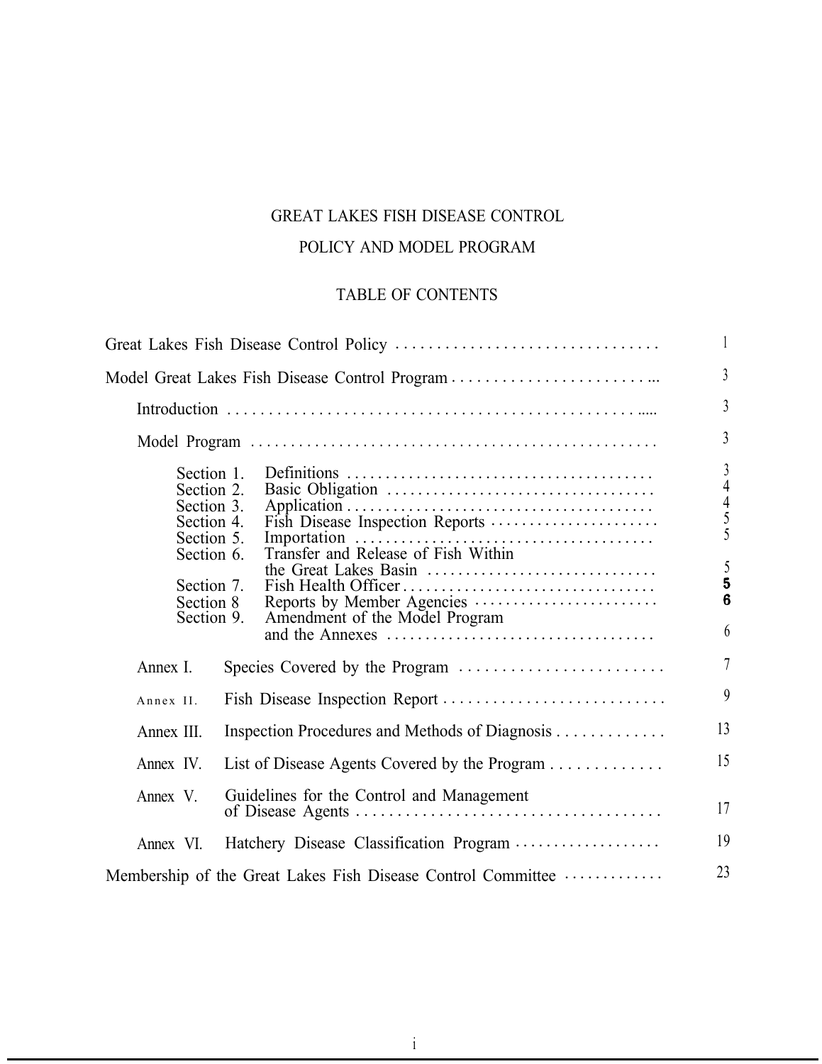# GREAT LAKES FISH DISEASE CONTROL

# POLICY AND MODEL PROGRAM

## TABLE OF CONTENTS

| | |
|---|---|
| Great Lakes Fish Disease Control Policy | 1 |
| Model Great Lakes Fish Disease Control Program | 3 |
| Introduction | 3 |
| Model Program | 3 |
| Section 1. Definitions | 3 |
| Section 2. Basic Obligation | 4 |
| Section 3. Application | 4 |
| Section 4. Fish Disease Inspection Reports | 5 |
| Section 5. Importation | 5 |
| Section 6. Transfer and Release of Fish Within the Great Lakes Basin | 5 |
| Section 7. Fish Health Officer | 5 |
| Section 8 Reports by Member Agencies | 6 |
| Section 9. Amendment of the Model Program and the Annexes | 6 |
| Annex I. Species Covered by the Program | 7 |
| Annex II. Fish Disease Inspection Report | 9 |
| Annex III. Inspection Procedures and Methods of Diagnosis | 13 |
| Annex IV. List of Disease Agents Covered by the Program | 15 |
| Annex V. Guidelines for the Control and Management of Disease Agents | 17 |
| Annex VI. Hatchery Disease Classification Program | 19 |
| Membership of the Great Lakes Fish Disease Control Committee | 23 |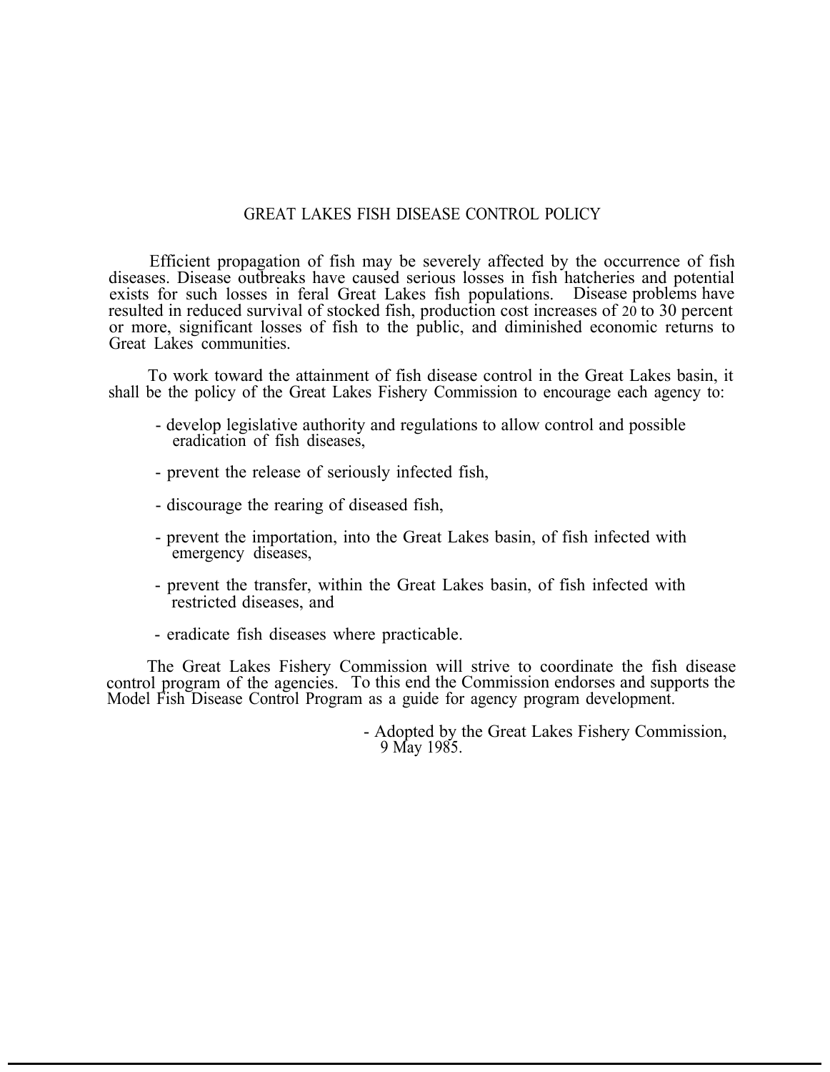# GREAT LAKES FISH DISEASE CONTROL POLICY

Efficient propagation of fish may be severely affected by the occurrence of fish diseases. Disease outbreaks have caused serious losses in fish hatcheries and potential exists for such losses in feral Great Lakes fish populations. Disease problems have resulted in reduced survival of stocked fish, production cost increases of 20 to 30 percent or more, significant losses of fish to the public, and diminished economic returns to Great Lakes communities.

To work toward the attainment of fish disease control in the Great Lakes basin, it shall be the policy of the Great Lakes Fishery Commission to encourage each agency to:

- develop legislative authority and regulations to allow control and possible eradication of fish diseases,
- prevent the release of seriously infected fish,
- discourage the rearing of diseased fish,
- prevent the importation, into the Great Lakes basin, of fish infected with emergency diseases,
- prevent the transfer, within the Great Lakes basin, of fish infected with restricted diseases, and
- eradicate fish diseases where practicable.

The Great Lakes Fishery Commission will strive to coordinate the fish disease control program of the agencies. To this end the Commission endorses and supports the Model Fish Disease Control Program as a guide for agency program development.

- Adopted by the Great Lakes Fishery Commission, 9 May 1985.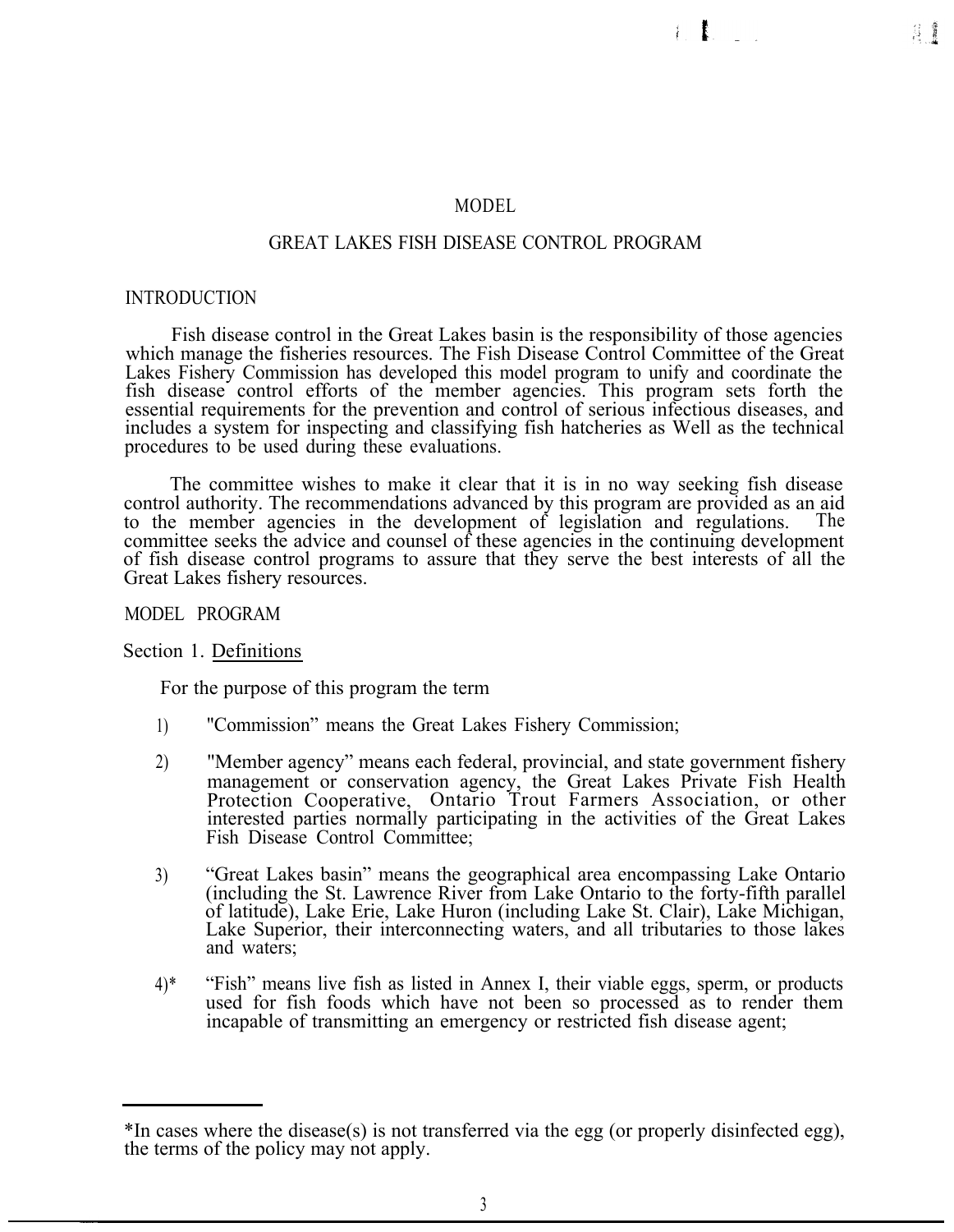# MODEL

# GREAT LAKES FISH DISEASE CONTROL PROGRAM

## INTRODUCTION

Fish disease control in the Great Lakes basin is the responsibility of those agencies which manage the fisheries resources. The Fish Disease Control Committee of the Great Lakes Fishery Commission has developed this model program to unify and coordinate the fish disease control efforts of the member agencies. This program sets forth the essential requirements for the prevention and control of serious infectious diseases, and includes a system for inspecting and classifying fish hatcheries as Well as the technical procedures to be used during these evaluations.

The committee wishes to make it clear that it is in no way seeking fish disease control authority. The recommendations advanced by this program are provided as an aid to the member agencies in the development of legislation and regulations. The committee seeks the advice and counsel of these agencies in the continuing development of fish disease control programs to assure that they serve the best interests of all the Great Lakes fishery resources.

## MODEL PROGRAM

### Section 1. Definitions

For the purpose of this program the term

1) "Commission" means the Great Lakes Fishery Commission;

2) "Member agency" means each federal, provincial, and state government fishery management or conservation agency, the Great Lakes Private Fish Health Protection Cooperative, Ontario Trout Farmers Association, or other interested parties normally participating in the activities of the Great Lakes Fish Disease Control Committee;

3) "Great Lakes basin" means the geographical area encompassing Lake Ontario (including the St. Lawrence River from Lake Ontario to the forty-fifth parallel of latitude), Lake Erie, Lake Huron (including Lake St. Clair), Lake Michigan, Lake Superior, their interconnecting waters, and all tributaries to those lakes and waters;

4)* "Fish" means live fish as listed in Annex I, their viable eggs, sperm, or products used for fish foods which have not been so processed as to render them incapable of transmitting an emergency or restricted fish disease agent;

---

*In cases where the disease(s) is not transferred via the egg (or properly disinfected egg), the terms of the policy may not apply.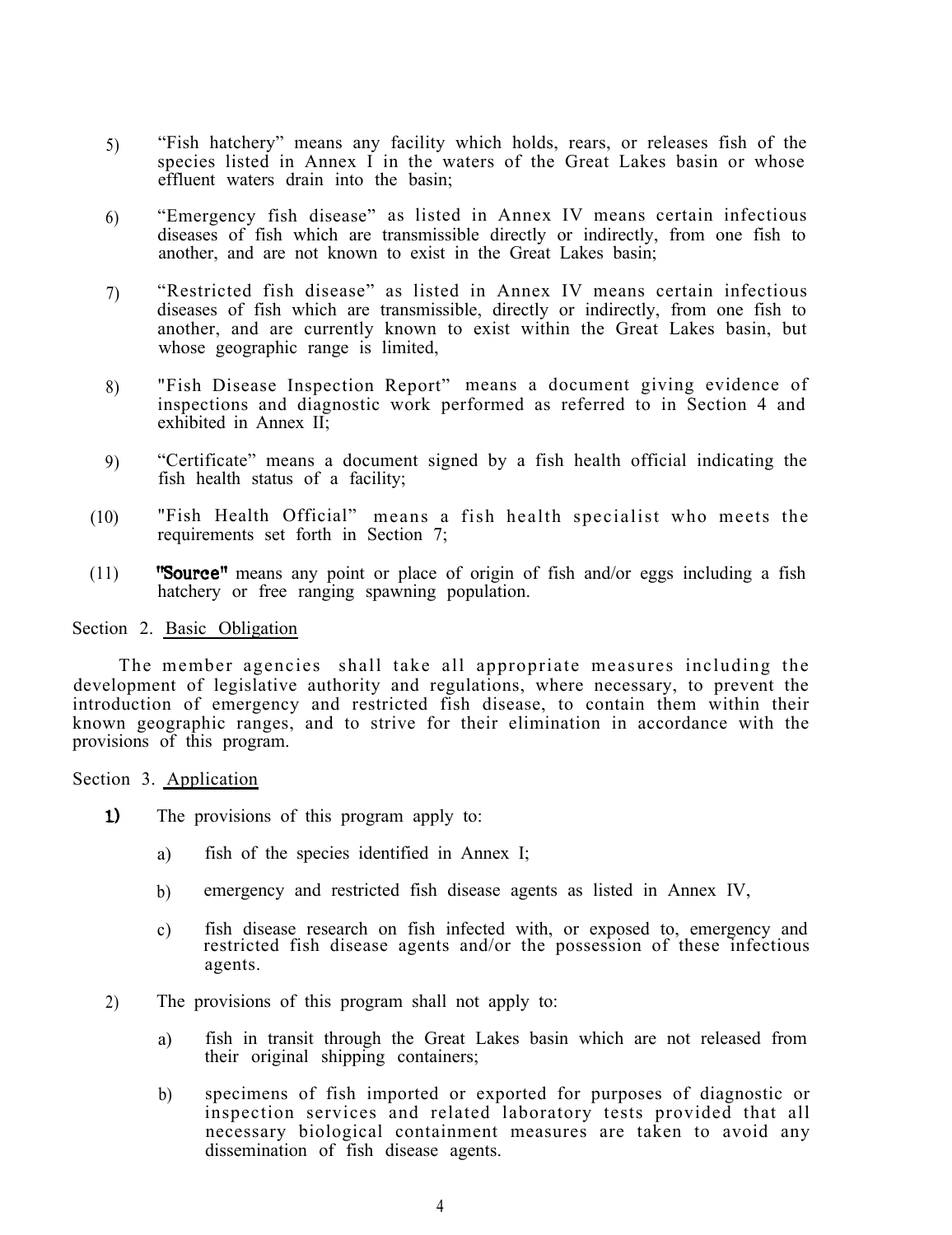5) “Fish hatchery” means any facility which holds, rears, or releases fish of the species listed in Annex I in the waters of the Great Lakes basin or whose effluent waters drain into the basin;

6) “Emergency fish disease” as listed in Annex IV means certain infectious diseases of fish which are transmissible directly or indirectly, from one fish to another, and are not known to exist in the Great Lakes basin;

7) “Restricted fish disease” as listed in Annex IV means certain infectious diseases of fish which are transmissible, directly or indirectly, from one fish to another, and are currently known to exist within the Great Lakes basin, but whose geographic range is limited,

8) "Fish Disease Inspection Report” means a document giving evidence of inspections and diagnostic work performed as referred to in Section 4 and exhibited in Annex II;

9) “Certificate” means a document signed by a fish health official indicating the fish health status of a facility;

(10) "Fish Health Official” means a fish health specialist who meets the requirements set forth in Section 7;

(11) **"Source"** means any point or place of origin of fish and/or eggs including a fish hatchery or free ranging spawning population.

Section 2. Basic Obligation

The member agencies shall take all appropriate measures including the development of legislative authority and regulations, where necessary, to prevent the introduction of emergency and restricted fish disease, to contain them within their known geographic ranges, and to strive for their elimination in accordance with the provisions of this program.

Section 3. Application

**1)** The provisions of this program apply to:

a) fish of the species identified in Annex I;

b) emergency and restricted fish disease agents as listed in Annex IV,

c) fish disease research on fish infected with, or exposed to, emergency and restricted fish disease agents and/or the possession of these infectious agents.

2) The provisions of this program shall not apply to:

a) fish in transit through the Great Lakes basin which are not released from their original shipping containers;

b) specimens of fish imported or exported for purposes of diagnostic or inspection services and related laboratory tests provided that all necessary biological containment measures are taken to avoid any dissemination of fish disease agents.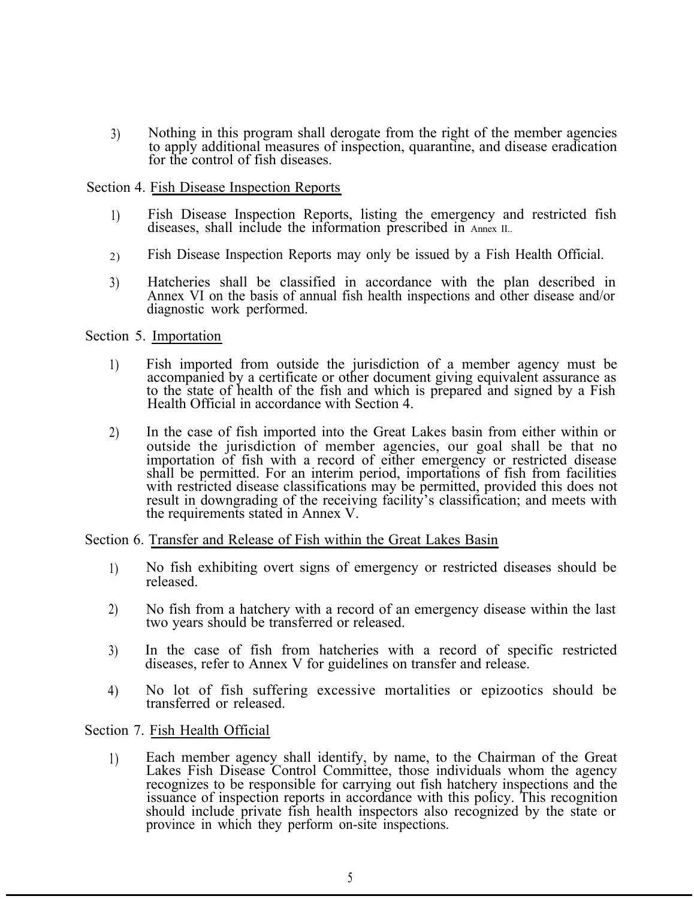3) Nothing in this program shall derogate from the right of the member agencies to apply additional measures of inspection, quarantine, and disease eradication for the control of fish diseases.

Section 4. Fish Disease Inspection Reports

1) Fish Disease Inspection Reports, listing the emergency and restricted fish diseases, shall include the information prescribed in Annex II..

2) Fish Disease Inspection Reports may only be issued by a Fish Health Official.

3) Hatcheries shall be classified in accordance with the plan described in Annex VI on the basis of annual fish health inspections and other disease and/or diagnostic work performed.

Section 5. Importation

1) Fish imported from outside the jurisdiction of a member agency must be accompanied by a certificate or other document giving equivalent assurance as to the state of health of the fish and which is prepared and signed by a Fish Health Official in accordance with Section 4.

2) In the case of fish imported into the Great Lakes basin from either within or outside the jurisdiction of member agencies, our goal shall be that no importation of fish with a record of either emergency or restricted disease shall be permitted. For an interim period, importations of fish from facilities with restricted disease classifications may be permitted, provided this does not result in downgrading of the receiving facility's classification; and meets with the requirements stated in Annex V.

Section 6. Transfer and Release of Fish within the Great Lakes Basin

1) No fish exhibiting overt signs of emergency or restricted diseases should be released.

2) No fish from a hatchery with a record of an emergency disease within the last two years should be transferred or released.

3) In the case of fish from hatcheries with a record of specific restricted diseases, refer to Annex V for guidelines on transfer and release.

4) No lot of fish suffering excessive mortalities or epizootics should be transferred or released.

Section 7. Fish Health Official

1) Each member agency shall identify, by name, to the Chairman of the Great Lakes Fish Disease Control Committee, those individuals whom the agency recognizes to be responsible for carrying out fish hatchery inspections and the issuance of inspection reports in accordance with this policy. This recognition should include private fish health inspectors also recognized by the state or province in which they perform on-site inspections.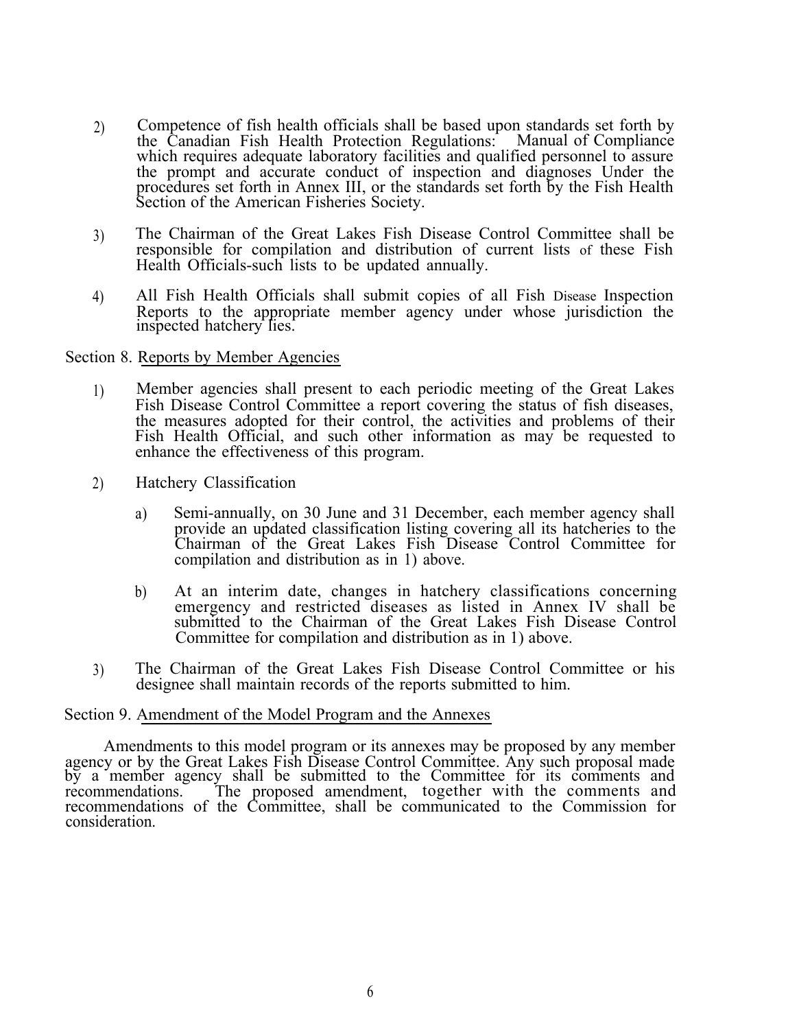2) Competence of fish health officials shall be based upon standards set forth by the Canadian Fish Health Protection Regulations: Manual of Compliance which requires adequate laboratory facilities and qualified personnel to assure the prompt and accurate conduct of inspection and diagnoses Under the procedures set forth in Annex III, or the standards set forth by the Fish Health Section of the American Fisheries Society.

3) The Chairman of the Great Lakes Fish Disease Control Committee shall be responsible for compilation and distribution of current lists of these Fish Health Officials-such lists to be updated annually.

4) All Fish Health Officials shall submit copies of all Fish Disease Inspection Reports to the appropriate member agency under whose jurisdiction the inspected hatchery lies.

Section 8. <u>Reports by Member Agencies</u>

1) Member agencies shall present to each periodic meeting of the Great Lakes Fish Disease Control Committee a report covering the status of fish diseases, the measures adopted for their control, the activities and problems of their Fish Health Official, and such other information as may be requested to enhance the effectiveness of this program.

2) Hatchery Classification

   a) Semi-annually, on 30 June and 31 December, each member agency shall provide an updated classification listing covering all its hatcheries to the Chairman of the Great Lakes Fish Disease Control Committee for compilation and distribution as in 1) above.

   b) At an interim date, changes in hatchery classifications concerning emergency and restricted diseases as listed in Annex IV shall be submitted to the Chairman of the Great Lakes Fish Disease Control Committee for compilation and distribution as in 1) above.

3) The Chairman of the Great Lakes Fish Disease Control Committee or his designee shall maintain records of the reports submitted to him.

Section 9. <u>Amendment of the Model Program and the Annexes</u>

Amendments to this model program or its annexes may be proposed by any member agency or by the Great Lakes Fish Disease Control Committee. Any such proposal made by a member agency shall be submitted to the Committee for its comments and recommendations. The proposed amendment, together with the comments and recommendations of the Committee, shall be communicated to the Commission for consideration.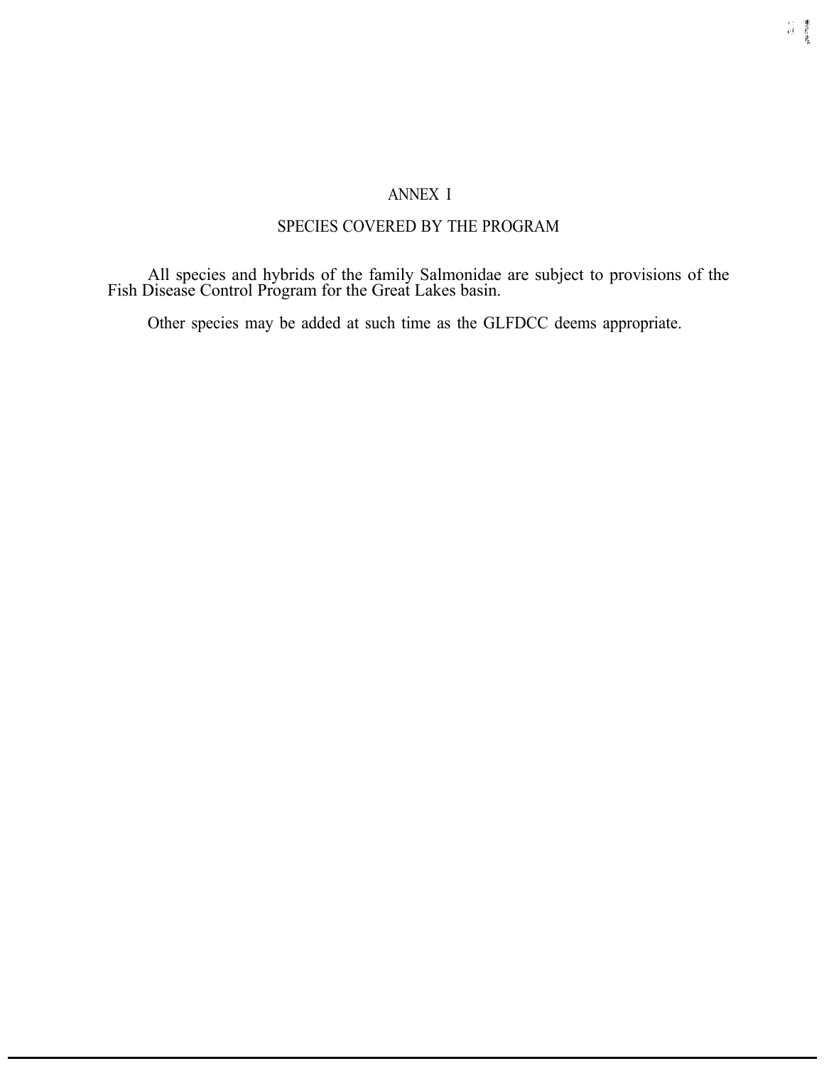# ANNEX I

## SPECIES COVERED BY THE PROGRAM

All species and hybrids of the family Salmonidae are subject to provisions of the Fish Disease Control Program for the Great Lakes basin.

Other species may be added at such time as the GLFDCC deems appropriate.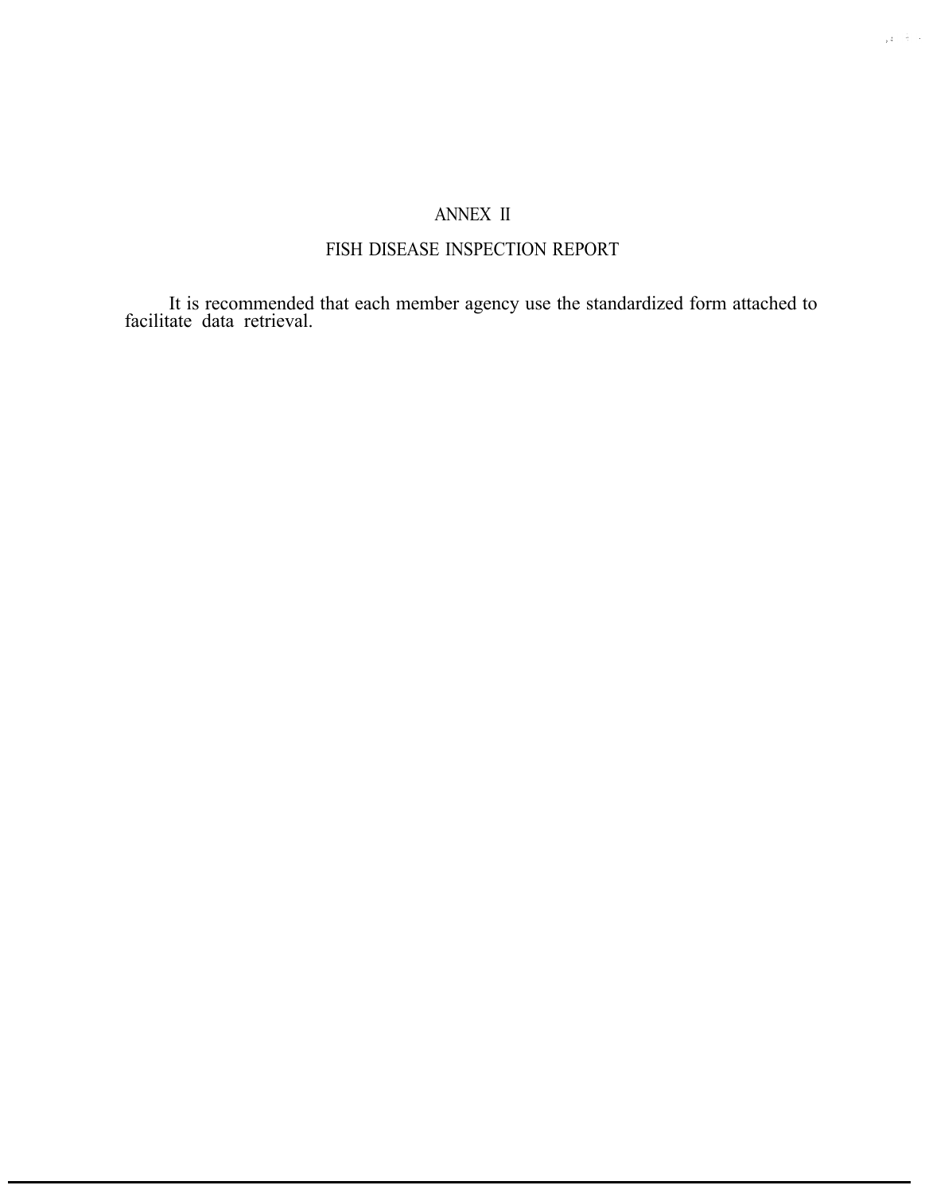# ANNEX II

## FISH DISEASE INSPECTION REPORT

It is recommended that each member agency use the standardized form attached to facilitate data retrieval.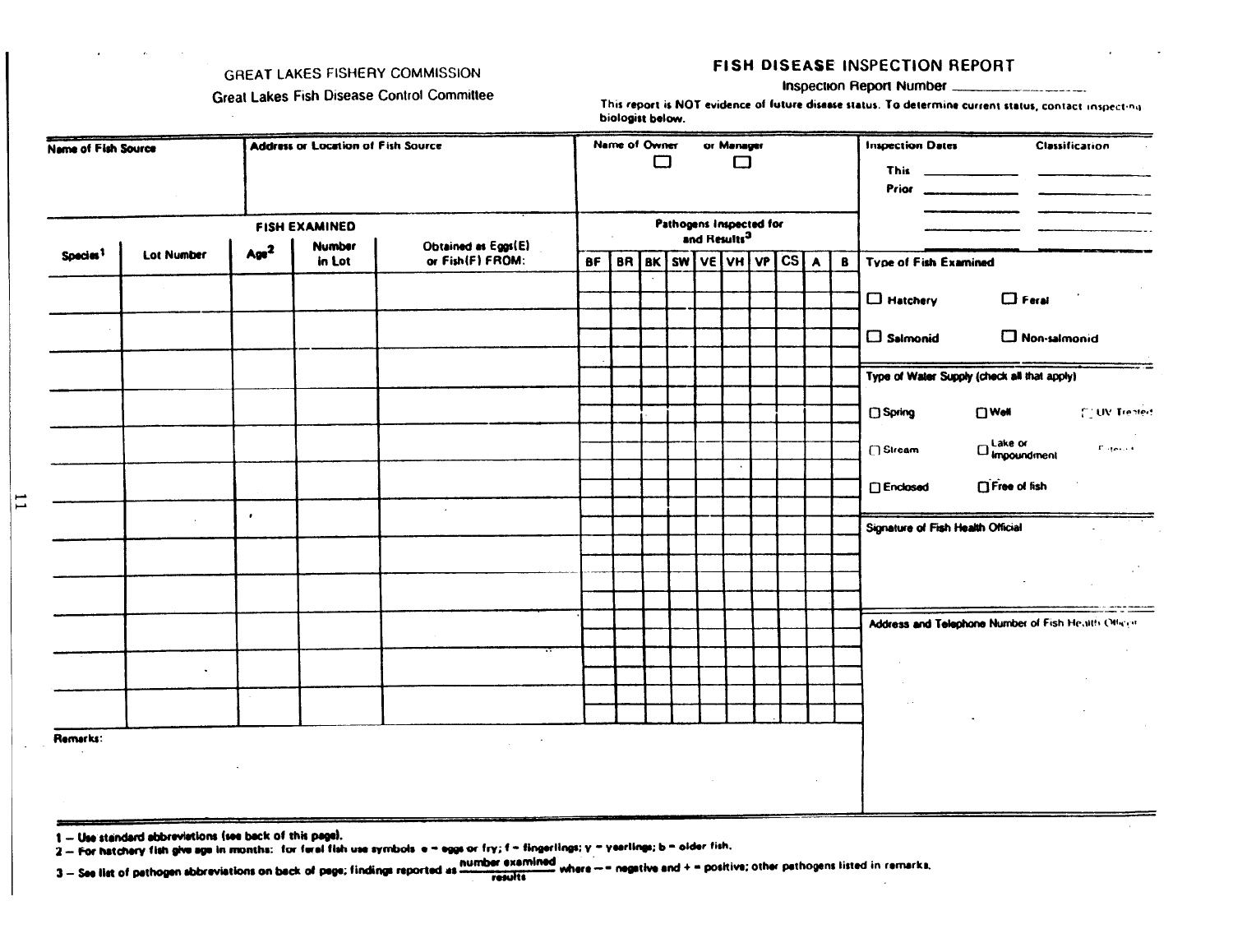GREAT LAKES FISHERY COMMISSION

Great Lakes Fish Disease Control Committee

# FISH DISEASE INSPECTION REPORT

Inspection Report Number ______________

This report is NOT evidence of future disease status. To determine current status, contact inspecting biologist below.

| Name of Fish Source | Address or Location of Fish Source | Name of Owner ☐ or Manager ☐ | Inspection Dates | Classification |
|---|---|---|---|---|
| | | | This ________ | ________ |
| | | | Prior ________ | ________ |
| | | | ________ | ________ |
| | | | ________ | ________ |

| FISH EXAMINED | | | | | Pathogens Inspected for and Results[3] | | | | | | | | | |
|---|---|---|---|---|---|---|---|---|---|---|---|---|---|---|
| Species[1] | Lot Number | Age[2] | Number in Lot | Obtained as Eggs(E) or Fish(F) FROM: | BF | BR | BK | SW | VE | VH | VP | CS | A | B |
| | | | | | | | | | | | | | | |
| | | | | | | | | | | | | | | |
| | | | | | | | | | | | | | | |
| | | | | | | | | | | | | | | |
| | | | | | | | | | | | | | | |
| | | | | | | | | | | | | | | |
| | | | | | | | | | | | | | | |
| | | | | | | | | | | | | | | |
| | | | | | | | | | | | | | | |
| | | | | | | | | | | | | | | |
| | | | | | | | | | | | | | | |
| | | | | | | | | | | | | | | |

**Type of Fish Examined**

☐ Hatchery ☐ Feral

☐ Salmonid ☐ Non-salmonid

**Type of Water Supply (check all that apply)**

☐ Spring ☐ Well ☐ UV Treated

☐ Stream ☐ Lake or Impoundment ☐ Filtered

☐ Enclosed ☐ Free of fish

**Signature of Fish Health Official**

**Address and Telephone Number of Fish Health Officer**

**Remarks:**

1 — Use standard abbreviations (see back of this page).

2 — For hatchery fish give age in months: for feral fish use symbols e = eggs or fry; f = fingerlings; y = yearlings; b = older fish.

3 — See list of pathogen abbreviations on back of page; findings reported as $\frac{\text{number examined}}{\text{results}}$ where — = negative and + = positive; other pathogens listed in remarks.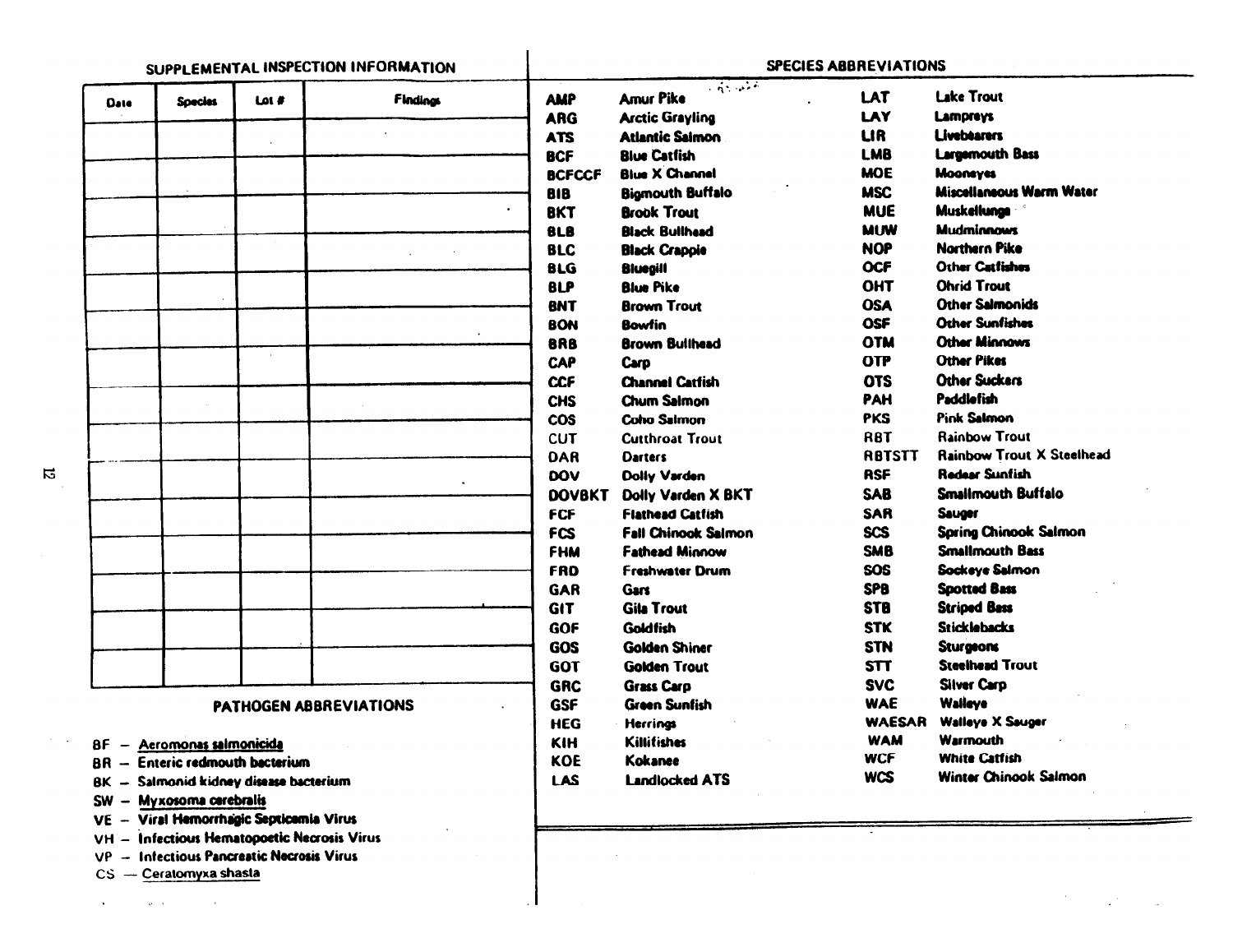## SUPPLEMENTAL INSPECTION INFORMATION

| Date | Species | Lot # | Findings |
|---|---|---|---|
| | | | |
| | | | |
| | | | |
| | | | |
| | | | |
| | | | |
| | | | |
| | | | |
| | | | |
| | | | |
| | | | |
| | | | |
| | | | |
| | | | |
| | | | |

## PATHOGEN ABBREVIATIONS

BF – Aeromonas salmonicida
BR – Enteric redmouth bacterium
BK – Salmonid kidney disease bacterium
SW – Myxosoma cerebralis
VE – Viral Hemorrhagic Septicemia Virus
VH – Infectious Hematopoetic Necrosis Virus
VP – Infectious Pancreatic Necrosis Virus
CS – Ceratomyxa shasta

## SPECIES ABBREVIATIONS

| | | | |
|---|---|---|---|
| AMP | Amur Pike | LAT | Lake Trout |
| ARG | Arctic Grayling | LAY | Lampreys |
| ATS | Atlantic Salmon | LIR | Livebearers |
| BCF | Blue Catfish | LMB | Largemouth Bass |
| BCFCCF | Blue X Channel | MOE | Mooneyes |
| BIB | Bigmouth Buffalo | MSC | Miscellaneous Warm Water |
| BKT | Brook Trout | MUE | Muskellunge |
| BLB | Black Bullhead | MUW | Mudminnows |
| BLC | Black Crappie | NOP | Northern Pike |
| BLG | Bluegill | OCF | Other Catfishes |
| BLP | Blue Pike | OHT | Ohrid Trout |
| BNT | Brown Trout | OSA | Other Salmonids |
| BON | Bowfin | OSF | Other Sunfishes |
| BRB | Brown Bullhead | OTM | Other Minnows |
| CAP | Carp | OTP | Other Pikes |
| CCF | Channel Catfish | OTS | Other Suckers |
| CHS | Chum Salmon | PAH | Paddlefish |
| COS | Coho Salmon | PKS | Pink Salmon |
| CUT | Cutthroat Trout | RBT | Rainbow Trout |
| DAR | Darters | RBTSTT | Rainbow Trout X Steelhead |
| DOV | Dolly Varden | RSF | Redear Sunfish |
| DOVBKT | Dolly Varden X BKT | SAB | Smallmouth Buffalo |
| FCF | Flathead Catfish | SAR | Sauger |
| FCS | Fall Chinook Salmon | SCS | Spring Chinook Salmon |
| FHM | Fathead Minnow | SMB | Smallmouth Bass |
| FRD | Freshwater Drum | SOS | Sockeye Salmon |
| GAR | Gars | SPB | Spotted Bass |
| GIT | Gila Trout | STB | Striped Bass |
| GOF | Goldfish | STK | Sticklebacks |
| GOS | Golden Shiner | STN | Sturgeons |
| GOT | Golden Trout | STT | Steelhead Trout |
| GRC | Grass Carp | SVC | Silver Carp |
| GSF | Green Sunfish | WAE | Walleye |
| HEG | Herrings | WAESAR | Walleye X Sauger |
| KIH | Killifishes | WAM | Warmouth |
| KOE | Kokanee | WCF | White Catfish |
| LAS | Landlocked ATS | WCS | Winter Chinook Salmon |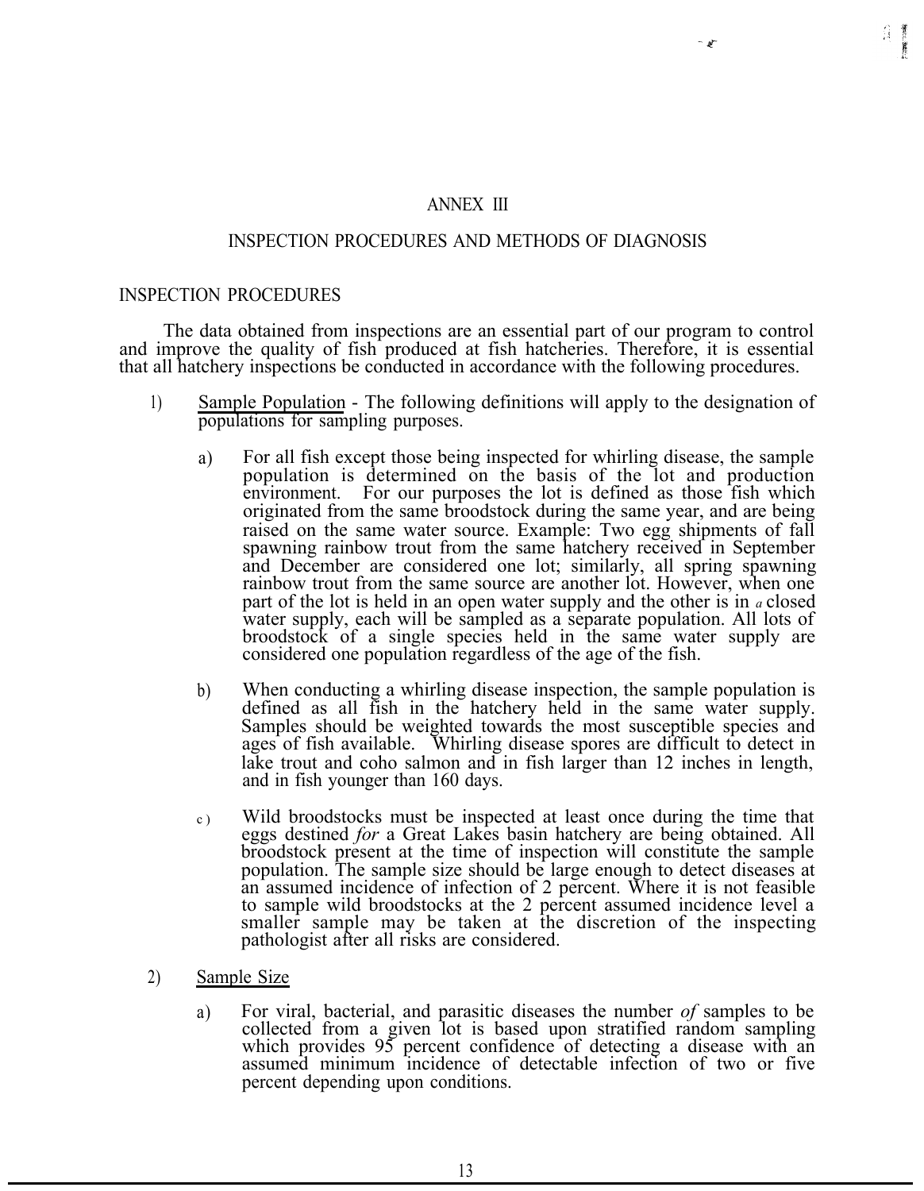# ANNEX III

## INSPECTION PROCEDURES AND METHODS OF DIAGNOSIS

### INSPECTION PROCEDURES

The data obtained from inspections are an essential part of our program to control and improve the quality of fish produced at fish hatcheries. Therefore, it is essential that all hatchery inspections be conducted in accordance with the following procedures.

1) Sample Population - The following definitions will apply to the designation of populations for sampling purposes.

   a) For all fish except those being inspected for whirling disease, the sample population is determined on the basis of the lot and production environment. For our purposes the lot is defined as those fish which originated from the same broodstock during the same year, and are being raised on the same water source. Example: Two egg shipments of fall spawning rainbow trout from the same hatchery received in September and December are considered one lot; similarly, all spring spawning rainbow trout from the same source are another lot. However, when one part of the lot is held in an open water supply and the other is in *a* closed water supply, each will be sampled as a separate population. All lots of broodstock of a single species held in the same water supply are considered one population regardless of the age of the fish.

   b) When conducting a whirling disease inspection, the sample population is defined as all fish in the hatchery held in the same water supply. Samples should be weighted towards the most susceptible species and ages of fish available. Whirling disease spores are difficult to detect in lake trout and coho salmon and in fish larger than 12 inches in length, and in fish younger than 160 days.

   c) Wild broodstocks must be inspected at least once during the time that eggs destined *for* a Great Lakes basin hatchery are being obtained. All broodstock present at the time of inspection will constitute the sample population. The sample size should be large enough to detect diseases at an assumed incidence of infection of 2 percent. Where it is not feasible to sample wild broodstocks at the 2 percent assumed incidence level a smaller sample may be taken at the discretion of the inspecting pathologist after all risks are considered.

2) Sample Size

   a) For viral, bacterial, and parasitic diseases the number *of* samples to be collected from a given lot is based upon stratified random sampling which provides 95 percent confidence of detecting a disease with an assumed minimum incidence of detectable infection of two or five percent depending upon conditions.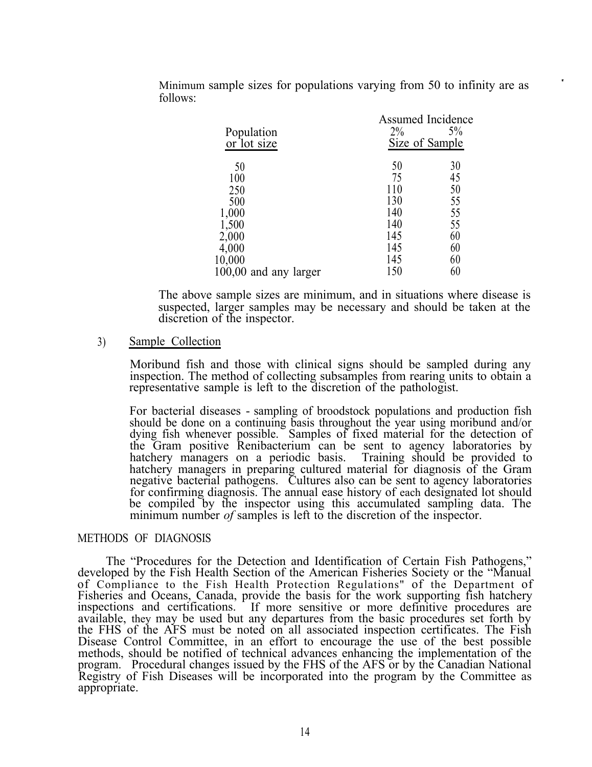Minimum sample sizes for populations varying from 50 to infinity are as follows:

| Population or lot size | Assumed Incidence 2% | 5% |
|---|---|---|
| | Size of Sample | |
| 50 | 50 | 30 |
| 100 | 75 | 45 |
| 250 | 110 | 50 |
| 500 | 130 | 55 |
| 1,000 | 140 | 55 |
| 1,500 | 140 | 55 |
| 2,000 | 145 | 60 |
| 4,000 | 145 | 60 |
| 10,000 | 145 | 60 |
| 100,00 and any larger | 150 | 60 |

The above sample sizes are minimum, and in situations where disease is suspected, larger samples may be necessary and should be taken at the discretion of the inspector.

3) Sample Collection

Moribund fish and those with clinical signs should be sampled during any inspection. The method of collecting subsamples from rearing units to obtain a representative sample is left to the discretion of the pathologist.

For bacterial diseases - sampling of broodstock populations and production fish should be done on a continuing basis throughout the year using moribund and/or dying fish whenever possible. Samples of fixed material for the detection of the Gram positive Renibacterium can be sent to agency laboratories by hatchery managers on a periodic basis. Training should be provided to hatchery managers in preparing cultured material for diagnosis of the Gram negative bacterial pathogens. Cultures also can be sent to agency laboratories for confirming diagnosis. The annual ease history of each designated lot should be compiled by the inspector using this accumulated sampling data. The minimum number *of* samples is left to the discretion of the inspector.

## METHODS OF DIAGNOSIS

The "Procedures for the Detection and Identification of Certain Fish Pathogens," developed by the Fish Health Section of the American Fisheries Society or the "Manual of Compliance to the Fish Health Protection Regulations" of the Department of Fisheries and Oceans, Canada, provide the basis for the work supporting fish hatchery inspections and certifications. If more sensitive or more definitive procedures are available, they may be used but any departures from the basic procedures set forth by the FHS of the AFS must be noted on all associated inspection certificates. The Fish Disease Control Committee, in an effort to encourage the use of the best possible methods, should be notified of technical advances enhancing the implementation of the program. Procedural changes issued by the FHS of the AFS or by the Canadian National Registry of Fish Diseases will be incorporated into the program by the Committee as appropriate.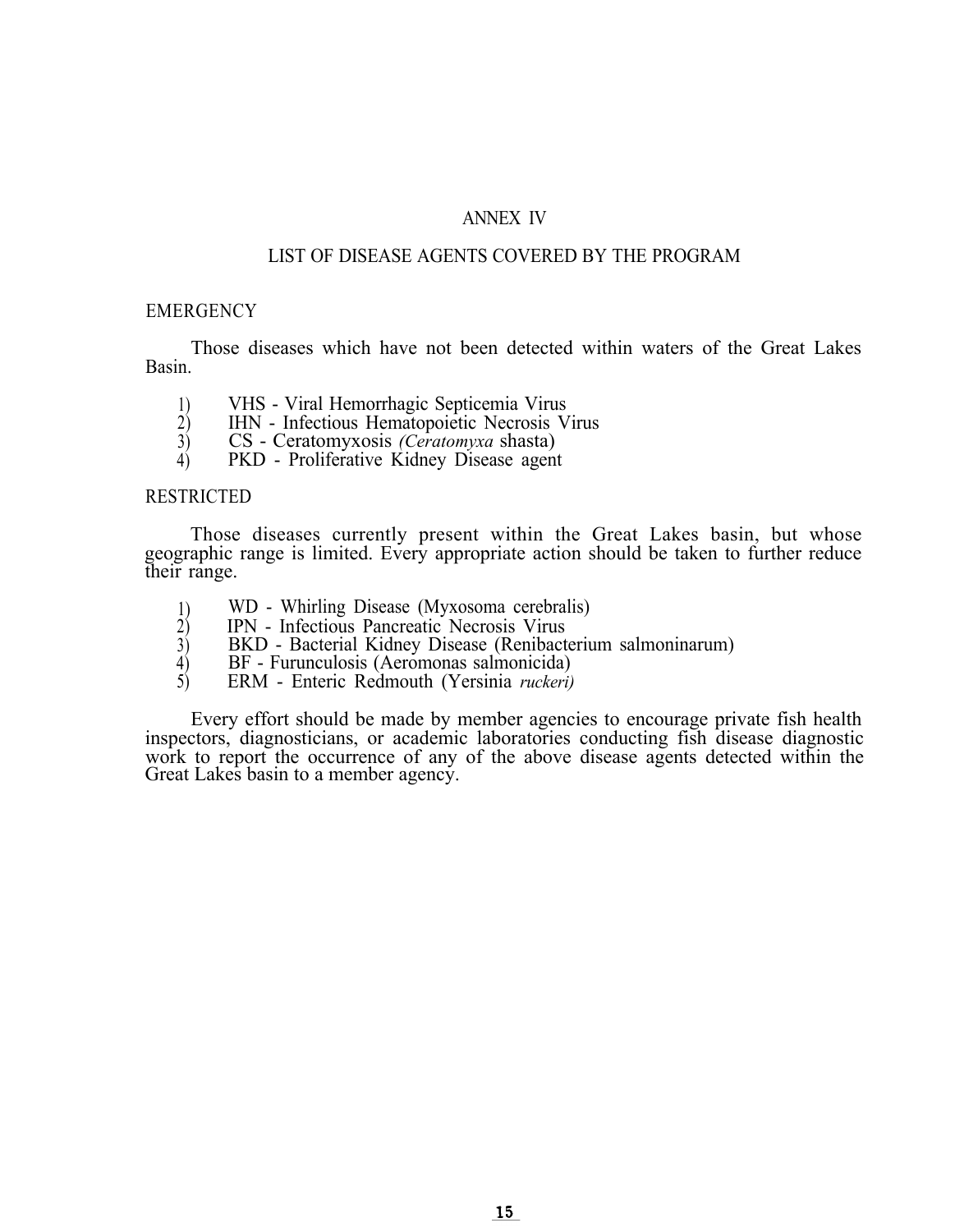# ANNEX IV

## LIST OF DISEASE AGENTS COVERED BY THE PROGRAM

### EMERGENCY

Those diseases which have not been detected within waters of the Great Lakes Basin.

1) VHS - Viral Hemorrhagic Septicemia Virus
2) IHN - Infectious Hematopoietic Necrosis Virus
3) CS - Ceratomyxosis *(Ceratomyxa* shasta)
4) PKD - Proliferative Kidney Disease agent

### RESTRICTED

Those diseases currently present within the Great Lakes basin, but whose geographic range is limited. Every appropriate action should be taken to further reduce their range.

1) WD - Whirling Disease (Myxosoma cerebralis)
2) IPN - Infectious Pancreatic Necrosis Virus
3) BKD - Bacterial Kidney Disease (Renibacterium salmoninarum)
4) BF - Furunculosis (Aeromonas salmonicida)
5) ERM - Enteric Redmouth (Yersinia *ruckeri)*

Every effort should be made by member agencies to encourage private fish health inspectors, diagnosticians, or academic laboratories conducting fish disease diagnostic work to report the occurrence of any of the above disease agents detected within the Great Lakes basin to a member agency.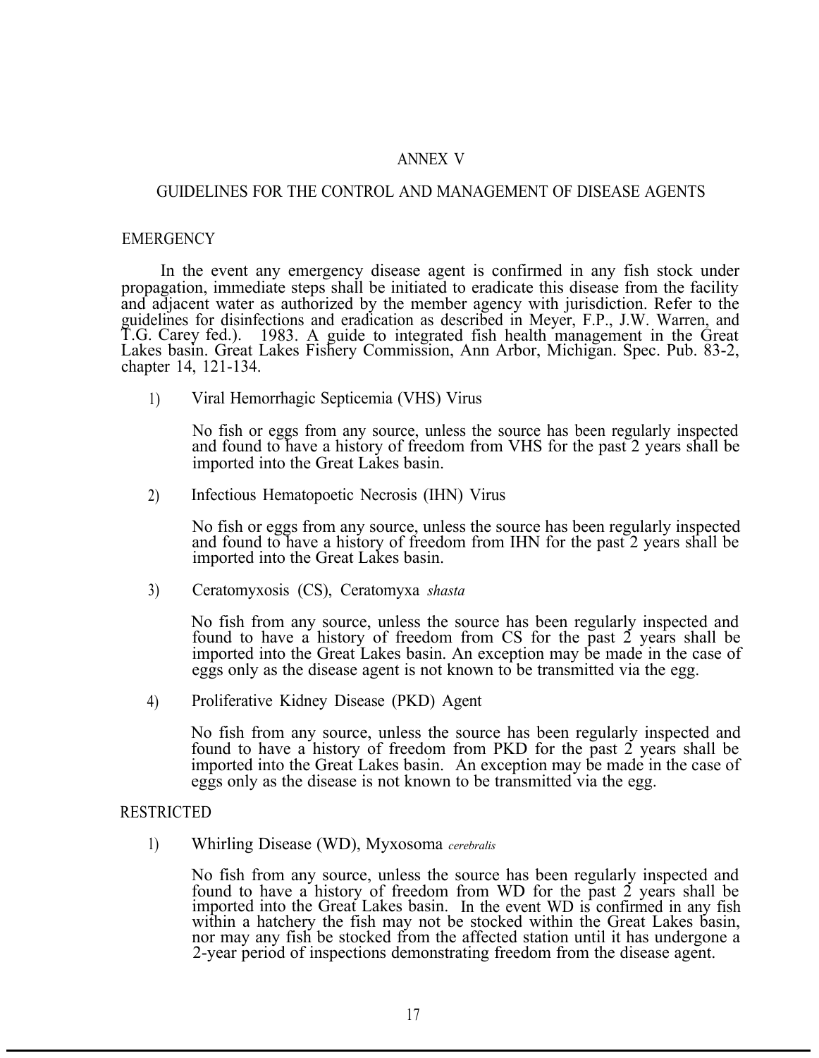# ANNEX V

## GUIDELINES FOR THE CONTROL AND MANAGEMENT OF DISEASE AGENTS

### EMERGENCY

In the event any emergency disease agent is confirmed in any fish stock under propagation, immediate steps shall be initiated to eradicate this disease from the facility and adjacent water as authorized by the member agency with jurisdiction. Refer to the guidelines for disinfections and eradication as described in Meyer, F.P., J.W. Warren, and T.G. Carey fed.). 1983. A guide to integrated fish health management in the Great Lakes basin. Great Lakes Fishery Commission, Ann Arbor, Michigan. Spec. Pub. 83-2, chapter 14, 121-134.

1) Viral Hemorrhagic Septicemia (VHS) Virus

   No fish or eggs from any source, unless the source has been regularly inspected and found to have a history of freedom from VHS for the past 2 years shall be imported into the Great Lakes basin.

2) Infectious Hematopoetic Necrosis (IHN) Virus

   No fish or eggs from any source, unless the source has been regularly inspected and found to have a history of freedom from IHN for the past 2 years shall be imported into the Great Lakes basin.

3) Ceratomyxosis (CS), Ceratomyxa *shasta*

   No fish from any source, unless the source has been regularly inspected and found to have a history of freedom from CS for the past 2 years shall be imported into the Great Lakes basin. An exception may be made in the case of eggs only as the disease agent is not known to be transmitted via the egg.

4) Proliferative Kidney Disease (PKD) Agent

   No fish from any source, unless the source has been regularly inspected and found to have a history of freedom from PKD for the past 2 years shall be imported into the Great Lakes basin. An exception may be made in the case of eggs only as the disease is not known to be transmitted via the egg.

### RESTRICTED

1) Whirling Disease (WD), Myxosoma *cerebralis*

   No fish from any source, unless the source has been regularly inspected and found to have a history of freedom from WD for the past 2 years shall be imported into the Great Lakes basin. In the event WD is confirmed in any fish within a hatchery the fish may not be stocked within the Great Lakes basin, nor may any fish be stocked from the affected station until it has undergone a 2-year period of inspections demonstrating freedom from the disease agent.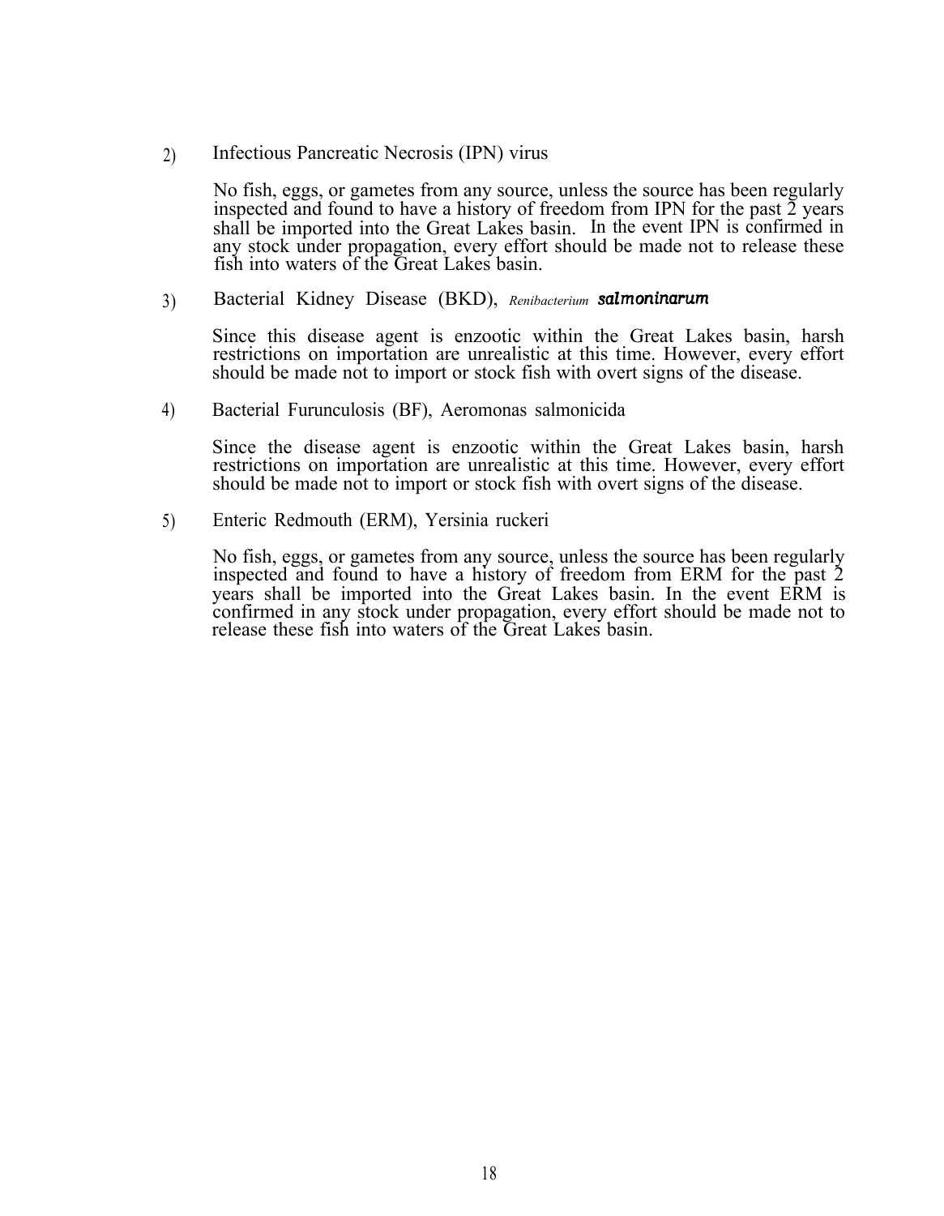2) Infectious Pancreatic Necrosis (IPN) virus

No fish, eggs, or gametes from any source, unless the source has been regularly inspected and found to have a history of freedom from IPN for the past 2 years shall be imported into the Great Lakes basin. In the event IPN is confirmed in any stock under propagation, every effort should be made not to release these fish into waters of the Great Lakes basin.

3) Bacterial Kidney Disease (BKD), *Renibacterium salmoninarum*

Since this disease agent is enzootic within the Great Lakes basin, harsh restrictions on importation are unrealistic at this time. However, every effort should be made not to import or stock fish with overt signs of the disease.

4) Bacterial Furunculosis (BF), Aeromonas salmonicida

Since the disease agent is enzootic within the Great Lakes basin, harsh restrictions on importation are unrealistic at this time. However, every effort should be made not to import or stock fish with overt signs of the disease.

5) Enteric Redmouth (ERM), Yersinia ruckeri

No fish, eggs, or gametes from any source, unless the source has been regularly inspected and found to have a history of freedom from ERM for the past 2 years shall be imported into the Great Lakes basin. In the event ERM is confirmed in any stock under propagation, every effort should be made not to release these fish into waters of the Great Lakes basin.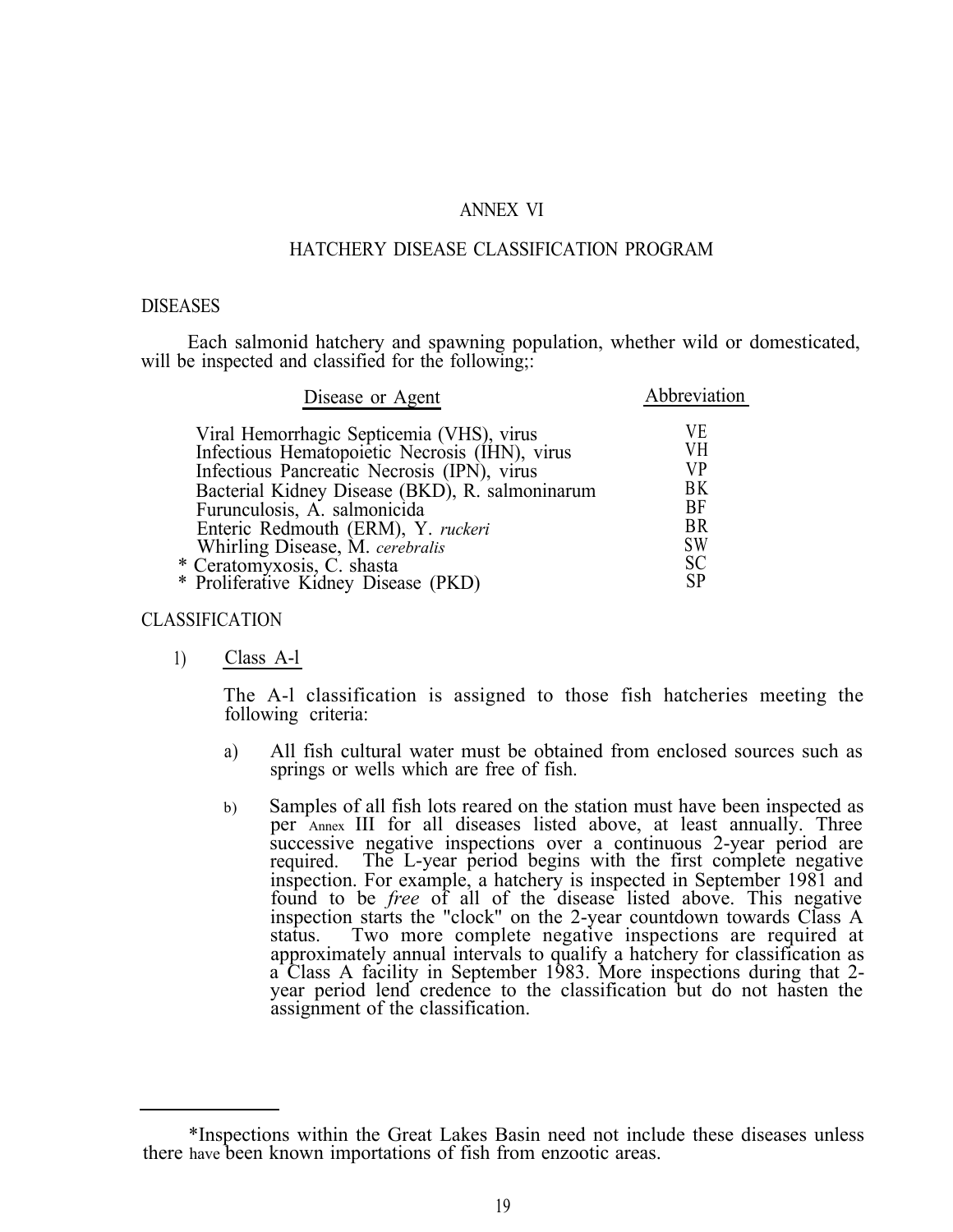# ANNEX VI

## HATCHERY DISEASE CLASSIFICATION PROGRAM

### DISEASES

Each salmonid hatchery and spawning population, whether wild or domesticated, will be inspected and classified for the following;:

| Disease or Agent | Abbreviation |
|---|---|
| Viral Hemorrhagic Septicemia (VHS), virus | VE |
| Infectious Hematopoietic Necrosis (IHN), virus | VH |
| Infectious Pancreatic Necrosis (IPN), virus | VP |
| Bacterial Kidney Disease (BKD), R. salmoninarum | BK |
| Furunculosis, A. salmonicida | BF |
| Enteric Redmouth (ERM), Y. *ruckeri* | BR |
| Whirling Disease, M. *cerebralis* | SW |
| * Ceratomyxosis, C. shasta | SC |
| * Proliferative Kidney Disease (PKD) | SP |

### CLASSIFICATION

1) Class A-l

   The A-l classification is assigned to those fish hatcheries meeting the following criteria:

   a) All fish cultural water must be obtained from enclosed sources such as springs or wells which are free of fish.

   b) Samples of all fish lots reared on the station must have been inspected as per Annex III for all diseases listed above, at least annually. Three successive negative inspections over a continuous 2-year period are required. The L-year period begins with the first complete negative inspection. For example, a hatchery is inspected in September 1981 and found to be *free* of all of the disease listed above. This negative inspection starts the "clock" on the 2-year countdown towards Class A status. Two more complete negative inspections are required at approximately annual intervals to qualify a hatchery for classification as a Class A facility in September 1983. More inspections during that 2-year period lend credence to the classification but do not hasten the assignment of the classification.

---

*Inspections within the Great Lakes Basin need not include these diseases unless there have been known importations of fish from enzootic areas.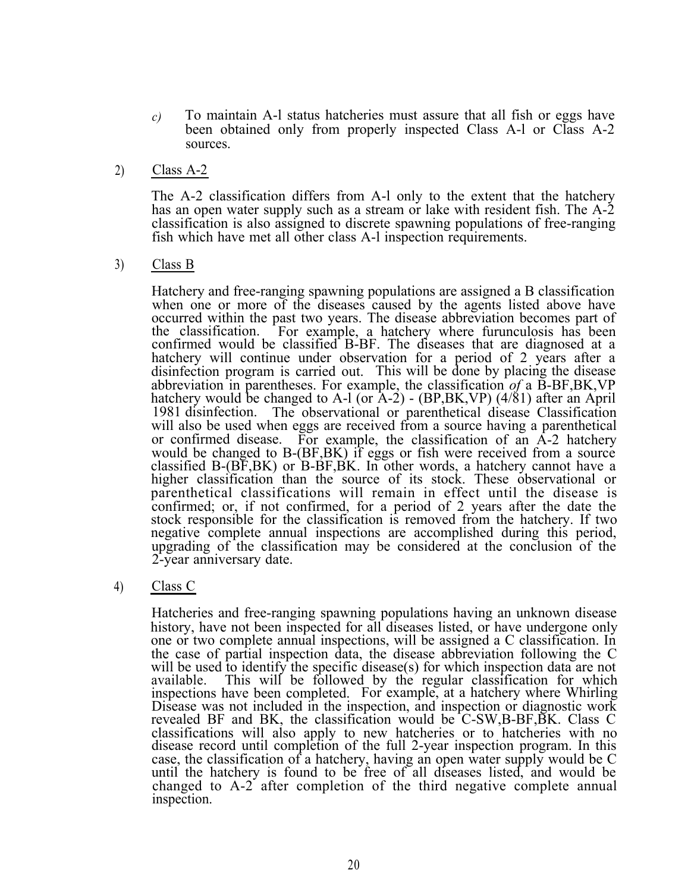c) To maintain A-l status hatcheries must assure that all fish or eggs have been obtained only from properly inspected Class A-l or Class A-2 sources.

2) Class A-2

The A-2 classification differs from A-l only to the extent that the hatchery has an open water supply such as a stream or lake with resident fish. The A-2 classification is also assigned to discrete spawning populations of free-ranging fish which have met all other class A-l inspection requirements.

3) Class B

Hatchery and free-ranging spawning populations are assigned a B classification when one or more of the diseases caused by the agents listed above have occurred within the past two years. The disease abbreviation becomes part of the classification. For example, a hatchery where furunculosis has been confirmed would be classified B-BF. The diseases that are diagnosed at a hatchery will continue under observation for a period of 2 years after a disinfection program is carried out. This will be done by placing the disease abbreviation in parentheses. For example, the classification *of* a B-BF,BK,VP hatchery would be changed to A-l (or A-2) - (BP,BK,VP) (4/81) after an April 1981 disinfection. The observational or parenthetical disease Classification will also be used when eggs are received from a source having a parenthetical or confirmed disease. For example, the classification of an A-2 hatchery would be changed to B-(BF,BK) if eggs or fish were received from a source classified B-(BF,BK) or B-BF,BK. In other words, a hatchery cannot have a higher classification than the source of its stock. These observational or parenthetical classifications will remain in effect until the disease is confirmed; or, if not confirmed, for a period of 2 years after the date the stock responsible for the classification is removed from the hatchery. If two negative complete annual inspections are accomplished during this period, upgrading of the classification may be considered at the conclusion of the 2-year anniversary date.

4) Class C

Hatcheries and free-ranging spawning populations having an unknown disease history, have not been inspected for all diseases listed, or have undergone only one or two complete annual inspections, will be assigned a C classification. In the case of partial inspection data, the disease abbreviation following the C will be used to identify the specific disease(s) for which inspection data are not available. This will be followed by the regular classification for which inspections have been completed. For example, at a hatchery where Whirling Disease was not included in the inspection, and inspection or diagnostic work revealed BF and BK, the classification would be C-SW,B-BF,BK. Class C classifications will also apply to new hatcheries or to hatcheries with no disease record until completion of the full 2-year inspection program. In this case, the classification of a hatchery, having an open water supply would be C until the hatchery is found to be free of all diseases listed, and would be changed to A-2 after completion of the third negative complete annual inspection.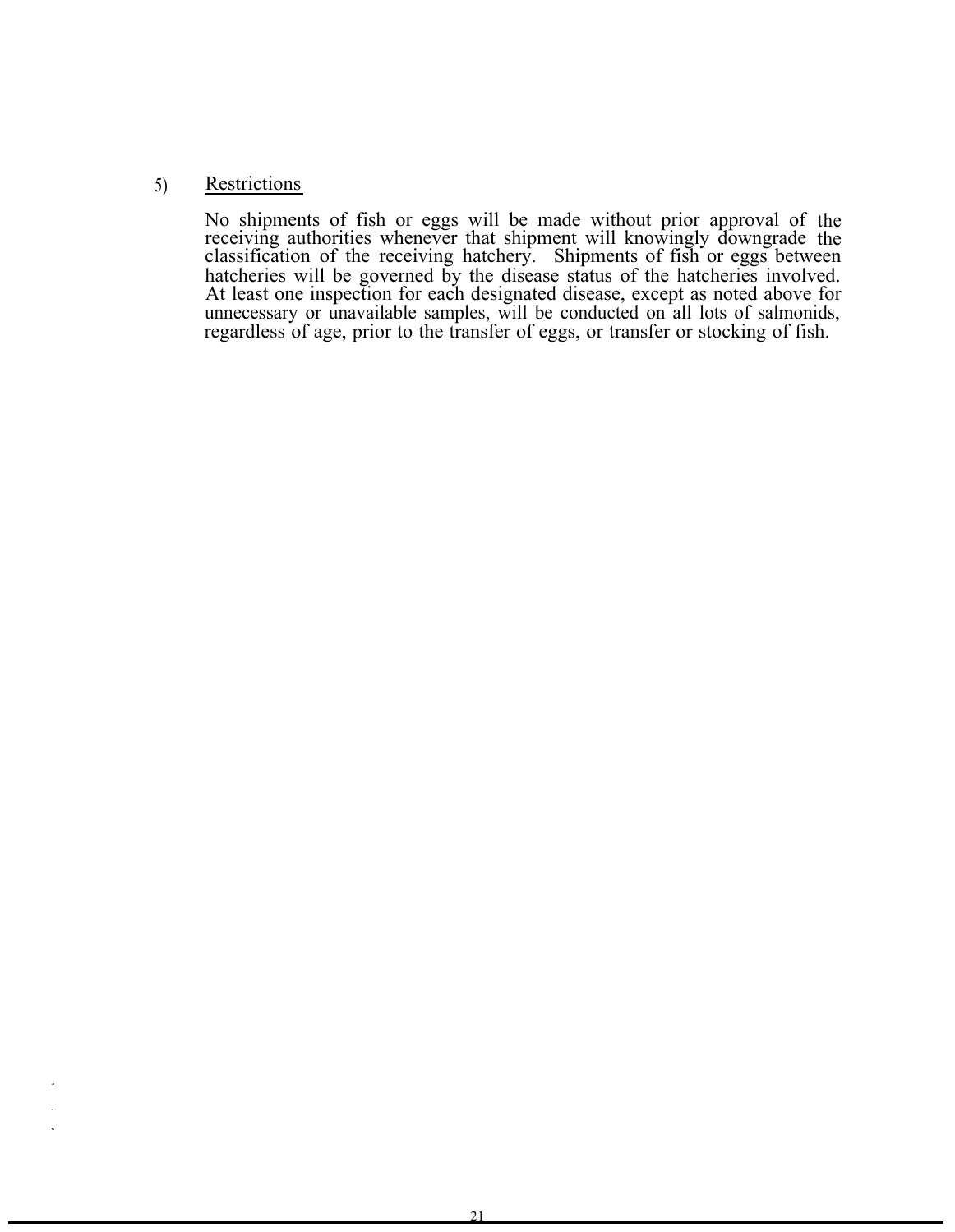5) <u>Restrictions</u>

No shipments of fish or eggs will be made without prior approval of the receiving authorities whenever that shipment will knowingly downgrade the classification of the receiving hatchery. Shipments of fish or eggs between hatcheries will be governed by the disease status of the hatcheries involved. At least one inspection for each designated disease, except as noted above for unnecessary or unavailable samples, will be conducted on all lots of salmonids, regardless of age, prior to the transfer of eggs, or transfer or stocking of fish.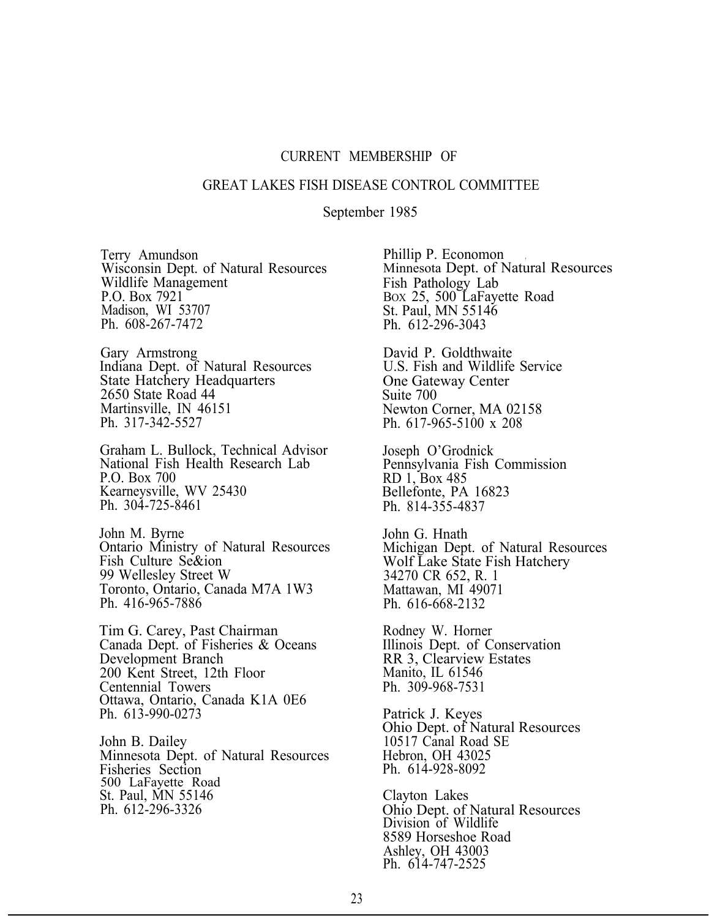# CURRENT MEMBERSHIP OF

# GREAT LAKES FISH DISEASE CONTROL COMMITTEE

September 1985

Terry Amundson
Wisconsin Dept. of Natural Resources
Wildlife Management
P.O. Box 7921
Madison, WI 53707
Ph. 608-267-7472

Gary Armstrong
Indiana Dept. of Natural Resources
State Hatchery Headquarters
2650 State Road 44
Martinsville, IN 46151
Ph. 317-342-5527

Graham L. Bullock, Technical Advisor
National Fish Health Research Lab
P.O. Box 700
Kearneysville, WV 25430
Ph. 304-725-8461

John M. Byrne
Ontario Ministry of Natural Resources
Fish Culture Se&ion
99 Wellesley Street W
Toronto, Ontario, Canada M7A 1W3
Ph. 416-965-7886

Tim G. Carey, Past Chairman
Canada Dept. of Fisheries & Oceans
Development Branch
200 Kent Street, 12th Floor
Centennial Towers
Ottawa, Ontario, Canada K1A 0E6
Ph. 613-990-0273

John B. Dailey
Minnesota Dept. of Natural Resources
Fisheries Section
500 LaFayette Road
St. Paul, MN 55146
Ph. 612-296-3326

Phillip P. Economon
Minnesota Dept. of Natural Resources
Fish Pathology Lab
Box 25, 500 LaFayette Road
St. Paul, MN 55146
Ph. 612-296-3043

David P. Goldthwaite
U.S. Fish and Wildlife Service
One Gateway Center
Suite 700
Newton Corner, MA 02158
Ph. 617-965-5100 x 208

Joseph O'Grodnick
Pennsylvania Fish Commission
RD 1, Box 485
Bellefonte, PA 16823
Ph. 814-355-4837

John G. Hnath
Michigan Dept. of Natural Resources
Wolf Lake State Fish Hatchery
34270 CR 652, R. 1
Mattawan, MI 49071
Ph. 616-668-2132

Rodney W. Horner
Illinois Dept. of Conservation
RR 3, Clearview Estates
Manito, IL 61546
Ph. 309-968-7531

Patrick J. Keyes
Ohio Dept. of Natural Resources
10517 Canal Road SE
Hebron, OH 43025
Ph. 614-928-8092

Clayton Lakes
Ohio Dept. of Natural Resources
Division of Wildlife
8589 Horseshoe Road
Ashley, OH 43003
Ph. 614-747-2525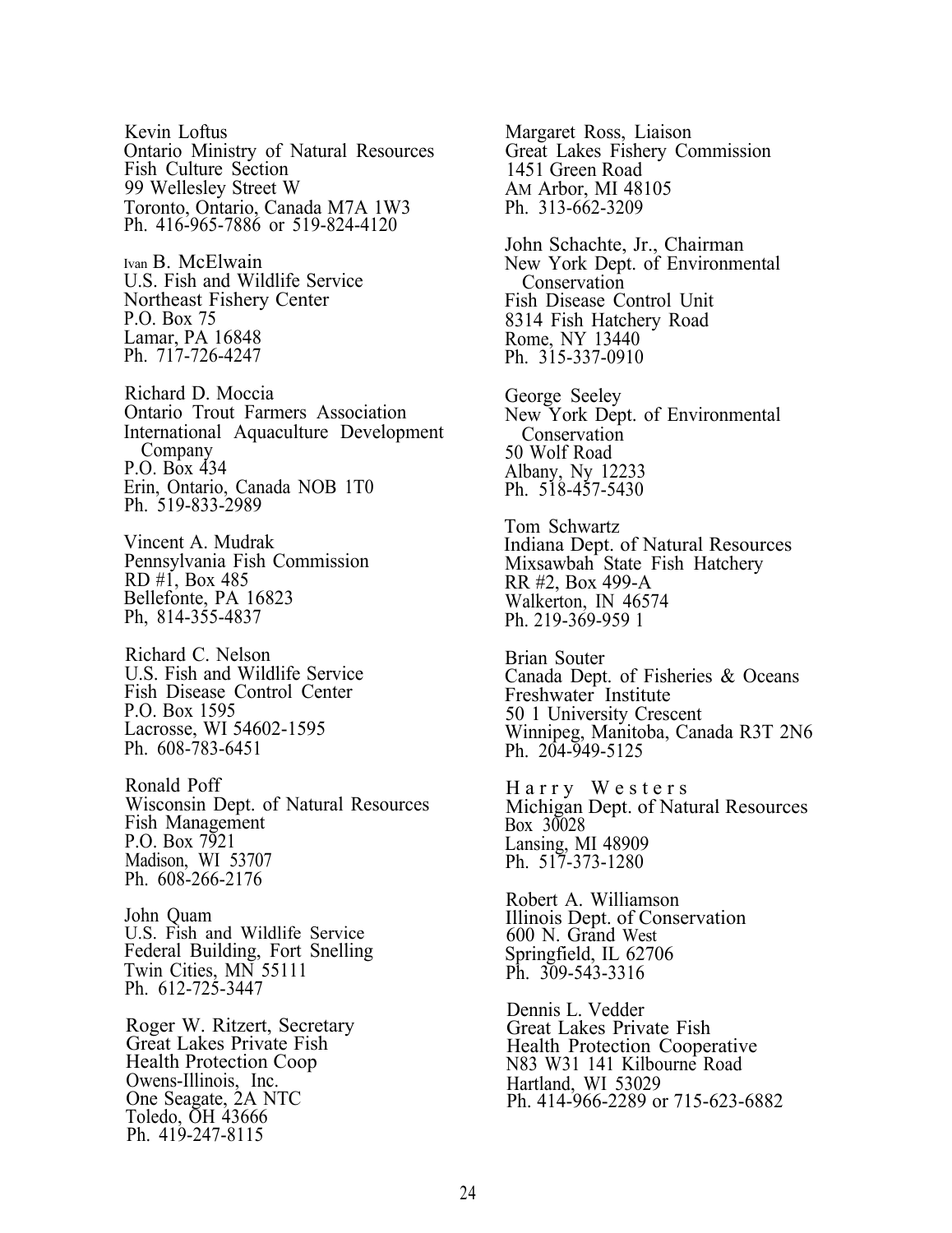Kevin Loftus
Ontario Ministry of Natural Resources
Fish Culture Section
99 Wellesley Street W
Toronto, Ontario, Canada M7A 1W3
Ph. 416-965-7886 or 519-824-4120

Ivan B. McElwain
U.S. Fish and Wildlife Service
Northeast Fishery Center
P.O. Box 75
Lamar, PA 16848
Ph. 717-726-4247

Richard D. Moccia
Ontario Trout Farmers Association
International Aquaculture Development Company
P.O. Box 434
Erin, Ontario, Canada NOB 1T0
Ph. 519-833-2989

Vincent A. Mudrak
Pennsylvania Fish Commission
RD #1, Box 485
Bellefonte, PA 16823
Ph, 814-355-4837

Richard C. Nelson
U.S. Fish and Wildlife Service
Fish Disease Control Center
P.O. Box 1595
Lacrosse, WI 54602-1595
Ph. 608-783-6451

Ronald Poff
Wisconsin Dept. of Natural Resources
Fish Management
P.O. Box 7921
Madison, WI 53707
Ph. 608-266-2176

John Quam
U.S. Fish and Wildlife Service
Federal Building, Fort Snelling
Twin Cities, MN 55111
Ph. 612-725-3447

Roger W. Ritzert, Secretary
Great Lakes Private Fish Health Protection Coop
Owens-Illinois, Inc.
One Seagate, 2A NTC
Toledo, OH 43666
Ph. 419-247-8115

Margaret Ross, Liaison
Great Lakes Fishery Commission
1451 Green Road
AM Arbor, MI 48105
Ph. 313-662-3209

John Schachte, Jr., Chairman
New York Dept. of Environmental Conservation
Fish Disease Control Unit
8314 Fish Hatchery Road
Rome, NY 13440
Ph. 315-337-0910

George Seeley
New York Dept. of Environmental Conservation
50 Wolf Road
Albany, Ny 12233
Ph. 518-457-5430

Tom Schwartz
Indiana Dept. of Natural Resources
Mixsawbah State Fish Hatchery
RR #2, Box 499-A
Walkerton, IN 46574
Ph. 219-369-959 1

Brian Souter
Canada Dept. of Fisheries & Oceans
Freshwater Institute
50 1 University Crescent
Winnipeg, Manitoba, Canada R3T 2N6
Ph. 204-949-5125

Harry Westers
Michigan Dept. of Natural Resources
Box 30028
Lansing, MI 48909
Ph. 517-373-1280

Robert A. Williamson
Illinois Dept. of Conservation
600 N. Grand West
Springfield, IL 62706
Ph. 309-543-3316

Dennis L. Vedder
Great Lakes Private Fish Health Protection Cooperative
N83 W31 141 Kilbourne Road
Hartland, WI 53029
Ph. 414-966-2289 or 715-623-6882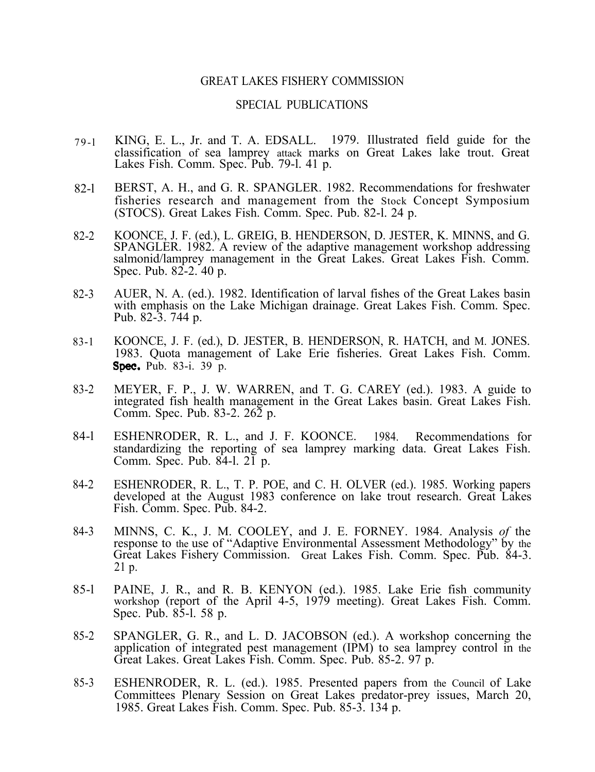# GREAT LAKES FISHERY COMMISSION

## SPECIAL PUBLICATIONS

79-1 KING, E. L., Jr. and T. A. EDSALL. 1979. Illustrated field guide for the classification of sea lamprey attack marks on Great Lakes lake trout. Great Lakes Fish. Comm. Spec. Pub. 79-l. 41 p.

82-l BERST, A. H., and G. R. SPANGLER. 1982. Recommendations for freshwater fisheries research and management from the Stock Concept Symposium (STOCS). Great Lakes Fish. Comm. Spec. Pub. 82-l. 24 p.

82-2 KOONCE, J. F. (ed.), L. GREIG, B. HENDERSON, D. JESTER, K. MINNS, and G. SPANGLER. 1982. A review of the adaptive management workshop addressing salmonid/lamprey management in the Great Lakes. Great Lakes Fish. Comm. Spec. Pub. 82-2. 40 p.

82-3 AUER, N. A. (ed.). 1982. Identification of larval fishes of the Great Lakes basin with emphasis on the Lake Michigan drainage. Great Lakes Fish. Comm. Spec. Pub. 82-3. 744 p.

83-1 KOONCE, J. F. (ed.), D. JESTER, B. HENDERSON, R. HATCH, and M. JONES. 1983. Quota management of Lake Erie fisheries. Great Lakes Fish. Comm. **Spec.** Pub. 83-i. 39 p.

83-2 MEYER, F. P., J. W. WARREN, and T. G. CAREY (ed.). 1983. A guide to integrated fish health management in the Great Lakes basin. Great Lakes Fish. Comm. Spec. Pub. 83-2. 262 p.

84-l ESHENRODER, R. L., and J. F. KOONCE. 1984. Recommendations for standardizing the reporting of sea lamprey marking data. Great Lakes Fish. Comm. Spec. Pub. 84-l. 21 p.

84-2 ESHENRODER, R. L., T. P. POE, and C. H. OLVER (ed.). 1985. Working papers developed at the August 1983 conference on lake trout research. Great Lakes Fish. Comm. Spec. Pub. 84-2.

84-3 MINNS, C. K., J. M. COOLEY, and J. E. FORNEY. 1984. Analysis *of* the response to the use of "Adaptive Environmental Assessment Methodology" by the Great Lakes Fishery Commission. Great Lakes Fish. Comm. Spec. Pub. 84-3. 21 p.

85-l PAINE, J. R., and R. B. KENYON (ed.). 1985. Lake Erie fish community workshop (report of the April 4-5, 1979 meeting). Great Lakes Fish. Comm. Spec. Pub. 85-l. 58 p.

85-2 SPANGLER, G. R., and L. D. JACOBSON (ed.). A workshop concerning the application of integrated pest management (IPM) to sea lamprey control in the Great Lakes. Great Lakes Fish. Comm. Spec. Pub. 85-2. 97 p.

85-3 ESHENRODER, R. L. (ed.). 1985. Presented papers from the Council of Lake Committees Plenary Session on Great Lakes predator-prey issues, March 20, 1985. Great Lakes Fish. Comm. Spec. Pub. 85-3. 134 p.